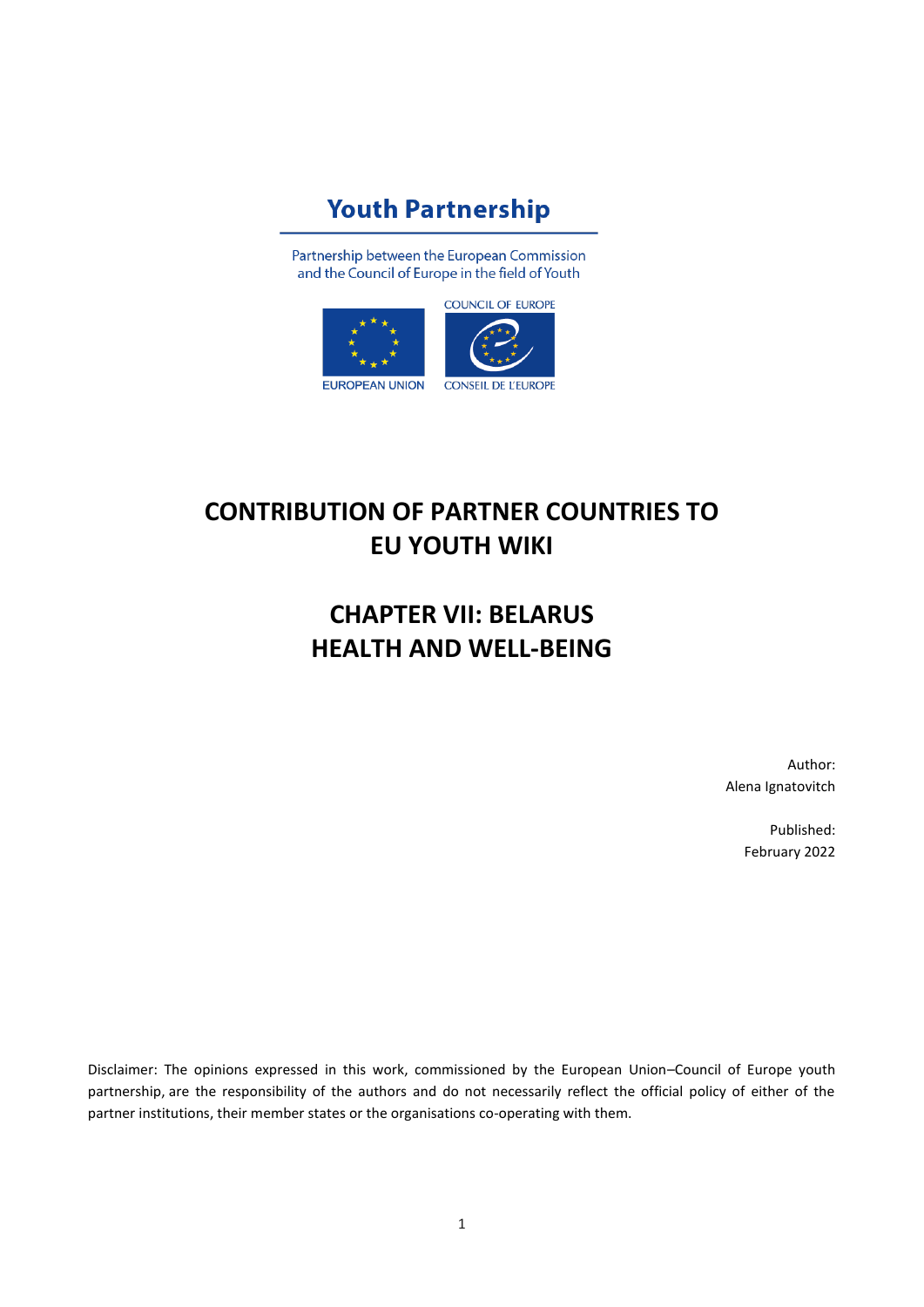# Youth Partnership

Partnership between the European Commission and the Council of Europe in the field of Youth

COUNCIL OF EUROPE

EUROPEAN UNION

CONSEIL DE L'EUROPE

# CONTRIBUTION OF PARTNER COUNTRIES TO EU YOUTH WIKI

# CHAPTER VII: BELARUS HEALTH AND WELL-BEING

Author:
Alena Ignatovitch

Published:
February 2022

Disclaimer: The opinions expressed in this work, commissioned by the European Union–Council of Europe youth partnership, are the responsibility of the authors and do not necessarily reflect the official policy of either of the partner institutions, their member states or the organisations co-operating with them.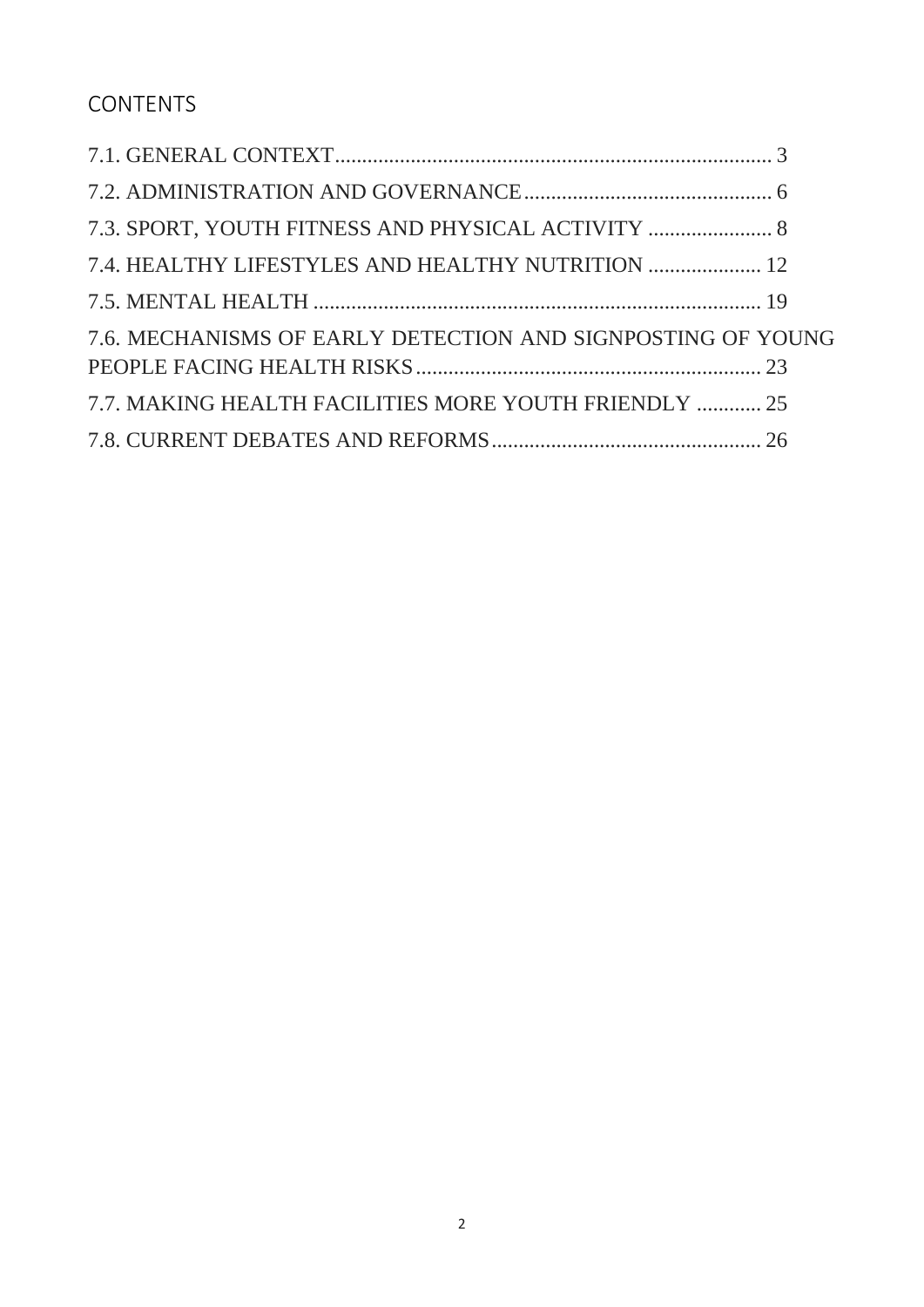# CONTENTS

7.1. GENERAL CONTEXT ..... 3

7.2. ADMINISTRATION AND GOVERNANCE ..... 6

7.3. SPORT, YOUTH FITNESS AND PHYSICAL ACTIVITY ..... 8

7.4. HEALTHY LIFESTYLES AND HEALTHY NUTRITION ..... 12

7.5. MENTAL HEALTH ..... 19

7.6. MECHANISMS OF EARLY DETECTION AND SIGNPOSTING OF YOUNG PEOPLE FACING HEALTH RISKS ..... 23

7.7. MAKING HEALTH FACILITIES MORE YOUTH FRIENDLY ..... 25

7.8. CURRENT DEBATES AND REFORMS ..... 26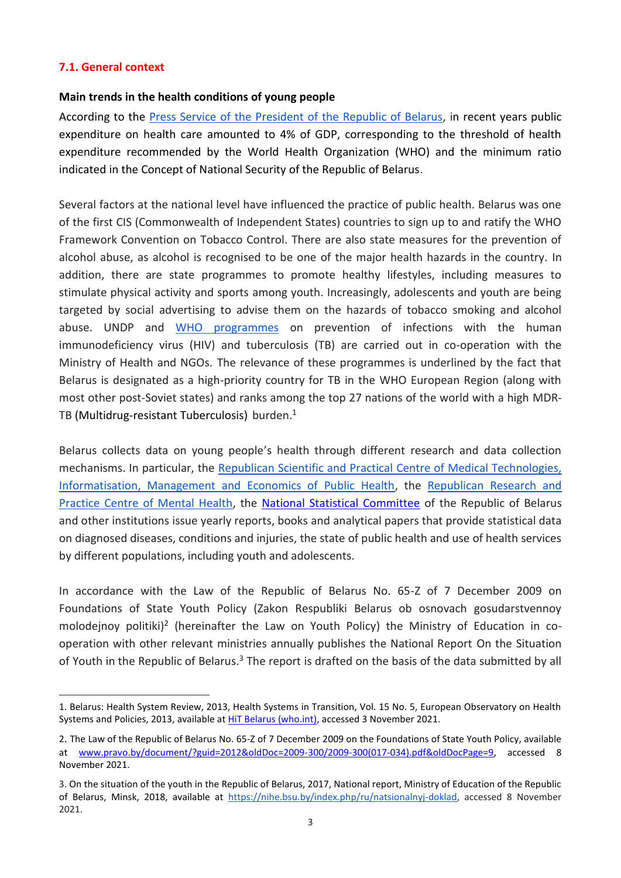### 7.1. General context

**Main trends in the health conditions of young people**

According to the Press Service of the President of the Republic of Belarus, in recent years public expenditure on health care amounted to 4% of GDP, corresponding to the threshold of health expenditure recommended by the World Health Organization (WHO) and the minimum ratio indicated in the Concept of National Security of the Republic of Belarus.

Several factors at the national level have influenced the practice of public health. Belarus was one of the first CIS (Commonwealth of Independent States) countries to sign up to and ratify the WHO Framework Convention on Tobacco Control. There are also state measures for the prevention of alcohol abuse, as alcohol is recognised to be one of the major health hazards in the country. In addition, there are state programmes to promote healthy lifestyles, including measures to stimulate physical activity and sports among youth. Increasingly, adolescents and youth are being targeted by social advertising to advise them on the hazards of tobacco smoking and alcohol abuse. UNDP and WHO programmes on prevention of infections with the human immunodeficiency virus (HIV) and tuberculosis (TB) are carried out in co-operation with the Ministry of Health and NGOs. The relevance of these programmes is underlined by the fact that Belarus is designated as a high-priority country for TB in the WHO European Region (along with most other post-Soviet states) and ranks among the top 27 nations of the world with a high MDR-TB (Multidrug-resistant Tuberculosis) burden.[1]

Belarus collects data on young people's health through different research and data collection mechanisms. In particular, the Republican Scientific and Practical Centre of Medical Technologies, Informatisation, Management and Economics of Public Health, the Republican Research and Practice Centre of Mental Health, the National Statistical Committee of the Republic of Belarus and other institutions issue yearly reports, books and analytical papers that provide statistical data on diagnosed diseases, conditions and injuries, the state of public health and use of health services by different populations, including youth and adolescents.

In accordance with the Law of the Republic of Belarus No. 65-Z of 7 December 2009 on Foundations of State Youth Policy (Zakon Respubliki Belarus ob osnovach gosudarstvennoy molodejnoy politiki)[2] (hereinafter the Law on Youth Policy) the Ministry of Education in co-operation with other relevant ministries annually publishes the National Report On the Situation of Youth in the Republic of Belarus.[3] The report is drafted on the basis of the data submitted by all

---

1. Belarus: Health System Review, 2013, Health Systems in Transition, Vol. 15 No. 5, European Observatory on Health Systems and Policies, 2013, available at HiT Belarus (who.int), accessed 3 November 2021.

2. The Law of the Republic of Belarus No. 65-Z of 7 December 2009 on the Foundations of State Youth Policy, available at www.pravo.by/document/?guid=2012&oldDoc=2009-300/2009-300(017-034).pdf&oldDocPage=9, accessed 8 November 2021.

3. On the situation of the youth in the Republic of Belarus, 2017, National report, Ministry of Education of the Republic of Belarus, Minsk, 2018, available at https://nihe.bsu.by/index.php/ru/natsionalnyj-doklad, accessed 8 November 2021.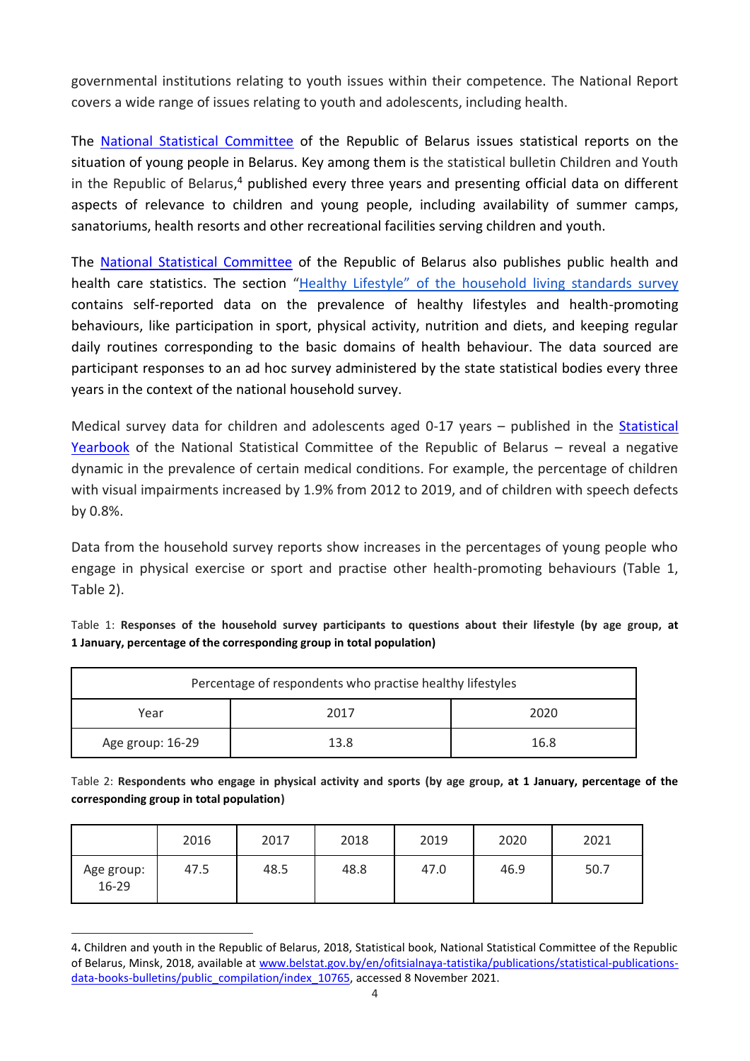governmental institutions relating to youth issues within their competence. The National Report covers a wide range of issues relating to youth and adolescents, including health.

The [National Statistical Committee](#) of the Republic of Belarus issues statistical reports on the situation of young people in Belarus. Key among them is the statistical bulletin Children and Youth in the Republic of Belarus,[4] published every three years and presenting official data on different aspects of relevance to children and young people, including availability of summer camps, sanatoriums, health resorts and other recreational facilities serving children and youth.

The [National Statistical Committee](#) of the Republic of Belarus also publishes public health and health care statistics. The section "[Healthy Lifestyle" of the household living standards survey](#) contains self-reported data on the prevalence of healthy lifestyles and health-promoting behaviours, like participation in sport, physical activity, nutrition and diets, and keeping regular daily routines corresponding to the basic domains of health behaviour. The data sourced are participant responses to an ad hoc survey administered by the state statistical bodies every three years in the context of the national household survey.

Medical survey data for children and adolescents aged 0-17 years – published in the [Statistical Yearbook](#) of the National Statistical Committee of the Republic of Belarus – reveal a negative dynamic in the prevalence of certain medical conditions. For example, the percentage of children with visual impairments increased by 1.9% from 2012 to 2019, and of children with speech defects by 0.8%.

Data from the household survey reports show increases in the percentages of young people who engage in physical exercise or sport and practise other health-promoting behaviours (Table 1, Table 2).

Table 1: **Responses of the household survey participants to questions about their lifestyle (by age group, at 1 January, percentage of the corresponding group in total population)**

| Percentage of respondents who practise healthy lifestyles | | |
|---|---|---|
| Year | 2017 | 2020 |
| Age group: 16-29 | 13.8 | 16.8 |

Table 2: **Respondents who engage in physical activity and sports (by age group, at 1 January, percentage of the corresponding group in total population)**

| | 2016 | 2017 | 2018 | 2019 | 2020 | 2021 |
|---|---|---|---|---|---|---|
| Age group: 16-29 | 47.5 | 48.5 | 48.8 | 47.0 | 46.9 | 50.7 |

4. Children and youth in the Republic of Belarus, 2018, Statistical book, National Statistical Committee of the Republic of Belarus, Minsk, 2018, available at www.belstat.gov.by/en/ofitsialnaya-tatistika/publications/statistical-publications-data-books-bulletins/public_compilation/index_10765, accessed 8 November 2021.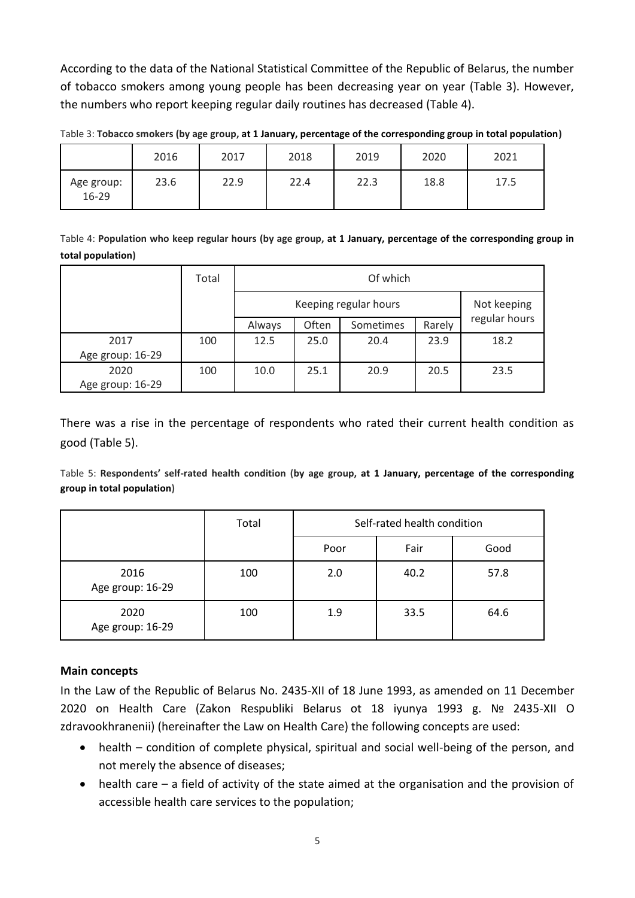According to the data of the National Statistical Committee of the Republic of Belarus, the number of tobacco smokers among young people has been decreasing year on year (Table 3). However, the numbers who report keeping regular daily routines has decreased (Table 4).

Table 3: **Tobacco smokers (by age group, at 1 January, percentage of the corresponding group in total population)**

| | 2016 | 2017 | 2018 | 2019 | 2020 | 2021 |
|---|---|---|---|---|---|---|
| Age group: 16-29 | 23.6 | 22.9 | 22.4 | 22.3 | 18.8 | 17.5 |

Table 4: **Population who keep regular hours (by age group, at 1 January, percentage of the corresponding group in total population)**

| | Total | Of which | | | | |
|---|---|---|---|---|---|---|
| | | Keeping regular hours | | | | Not keeping regular hours |
| | | Always | Often | Sometimes | Rarely | |
| 2017 Age group: 16-29 | 100 | 12.5 | 25.0 | 20.4 | 23.9 | 18.2 |
| 2020 Age group: 16-29 | 100 | 10.0 | 25.1 | 20.9 | 20.5 | 23.5 |

There was a rise in the percentage of respondents who rated their current health condition as good (Table 5).

Table 5: **Respondents' self-rated health condition (by age group, at 1 January, percentage of the corresponding group in total population)**

| | Total | Self-rated health condition | | |
|---|---|---|---|---|
| | | Poor | Fair | Good |
| 2016 Age group: 16-29 | 100 | 2.0 | 40.2 | 57.8 |
| 2020 Age group: 16-29 | 100 | 1.9 | 33.5 | 64.6 |

### Main concepts

In the Law of the Republic of Belarus No. 2435-XII of 18 June 1993, as amended on 11 December 2020 on Health Care (Zakon Respubliki Belarus ot 18 iyunya 1993 g. № 2435-XII O zdravookhranenii) (hereinafter the Law on Health Care) the following concepts are used:

- health – condition of complete physical, spiritual and social well-being of the person, and not merely the absence of diseases;
- health care – a field of activity of the state aimed at the organisation and the provision of accessible health care services to the population;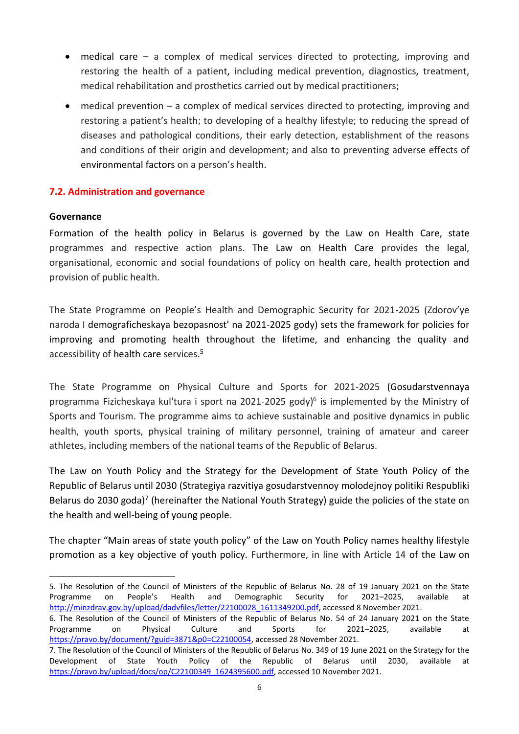- medical care – a complex of medical services directed to protecting, improving and restoring the health of a patient, including medical prevention, diagnostics, treatment, medical rehabilitation and prosthetics carried out by medical practitioners;
- medical prevention – a complex of medical services directed to protecting, improving and restoring a patient's health; to developing of a healthy lifestyle; to reducing the spread of diseases and pathological conditions, their early detection, establishment of the reasons and conditions of their origin and development; and also to preventing adverse effects of environmental factors on a person's health.

## 7.2. Administration and governance

**Governance**

Formation of the health policy in Belarus is governed by the Law on Health Care, state programmes and respective action plans. The Law on Health Care provides the legal, organisational, economic and social foundations of policy on health care, health protection and provision of public health.

The State Programme on People's Health and Demographic Security for 2021-2025 (Zdorov'ye naroda I demograficheskaya bezopasnost' na 2021-2025 gody) sets the framework for policies for improving and promoting health throughout the lifetime, and enhancing the quality and accessibility of health care services.[5]

The State Programme on Physical Culture and Sports for 2021-2025 (Gosudarstvennaya programma Fizicheskaya kul'tura i sport na 2021-2025 gody)[6] is implemented by the Ministry of Sports and Tourism. The programme aims to achieve sustainable and positive dynamics in public health, youth sports, physical training of military personnel, training of amateur and career athletes, including members of the national teams of the Republic of Belarus.

The Law on Youth Policy and the Strategy for the Development of State Youth Policy of the Republic of Belarus until 2030 (Strategiya razvitiya gosudarstvennoy molodejnoy politiki Respubliki Belarus do 2030 goda)[7] (hereinafter the National Youth Strategy) guide the policies of the state on the health and well-being of young people.

The chapter "Main areas of state youth policy" of the Law on Youth Policy names healthy lifestyle promotion as a key objective of youth policy. Furthermore, in line with Article 14 of the Law on

---

5. The Resolution of the Council of Ministers of the Republic of Belarus No. 28 of 19 January 2021 on the State Programme on People's Health and Demographic Security for 2021–2025, available at http://minzdrav.gov.by/upload/dadvfiles/letter/22100028_1611349200.pdf, accessed 8 November 2021.

6. The Resolution of the Council of Ministers of the Republic of Belarus No. 54 of 24 January 2021 on the State Programme on Physical Culture and Sports for 2021–2025, available at https://pravo.by/document/?guid=3871&p0=C22100054, accessed 28 November 2021.

7. The Resolution of the Council of Ministers of the Republic of Belarus No. 349 of 19 June 2021 on the Strategy for the Development of State Youth Policy of the Republic of Belarus until 2030, available at https://pravo.by/upload/docs/op/C22100349_1624395600.pdf, accessed 10 November 2021.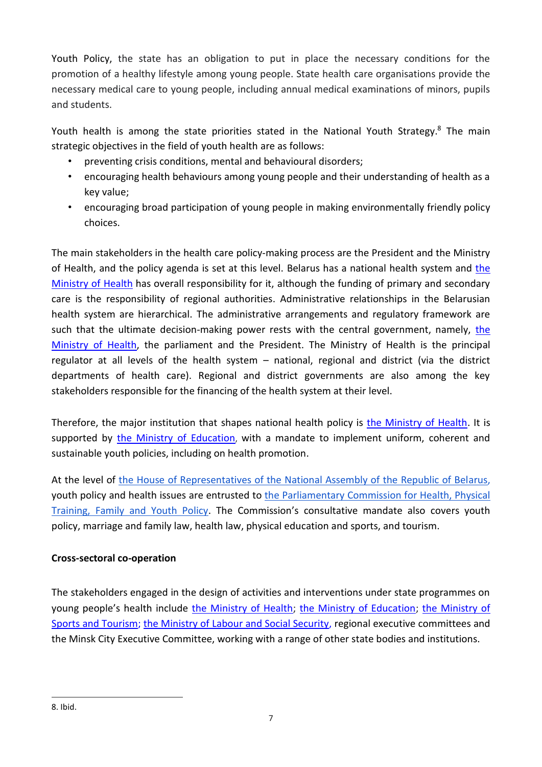Youth Policy, the state has an obligation to put in place the necessary conditions for the promotion of a healthy lifestyle among young people. State health care organisations provide the necessary medical care to young people, including annual medical examinations of minors, pupils and students.

Youth health is among the state priorities stated in the National Youth Strategy.[8] The main strategic objectives in the field of youth health are as follows:

- preventing crisis conditions, mental and behavioural disorders;
- encouraging health behaviours among young people and their understanding of health as a key value;
- encouraging broad participation of young people in making environmentally friendly policy choices.

The main stakeholders in the health care policy-making process are the President and the Ministry of Health, and the policy agenda is set at this level. Belarus has a national health system and the Ministry of Health has overall responsibility for it, although the funding of primary and secondary care is the responsibility of regional authorities. Administrative relationships in the Belarusian health system are hierarchical. The administrative arrangements and regulatory framework are such that the ultimate decision-making power rests with the central government, namely, the Ministry of Health, the parliament and the President. The Ministry of Health is the principal regulator at all levels of the health system – national, regional and district (via the district departments of health care). Regional and district governments are also among the key stakeholders responsible for the financing of the health system at their level.

Therefore, the major institution that shapes national health policy is the Ministry of Health. It is supported by the Ministry of Education, with a mandate to implement uniform, coherent and sustainable youth policies, including on health promotion.

At the level of the House of Representatives of the National Assembly of the Republic of Belarus, youth policy and health issues are entrusted to the Parliamentary Commission for Health, Physical Training, Family and Youth Policy. The Commission's consultative mandate also covers youth policy, marriage and family law, health law, physical education and sports, and tourism.

**Cross-sectoral co-operation**

The stakeholders engaged in the design of activities and interventions under state programmes on young people's health include the Ministry of Health; the Ministry of Education; the Ministry of Sports and Tourism; the Ministry of Labour and Social Security, regional executive committees and the Minsk City Executive Committee, working with a range of other state bodies and institutions.

8. Ibid.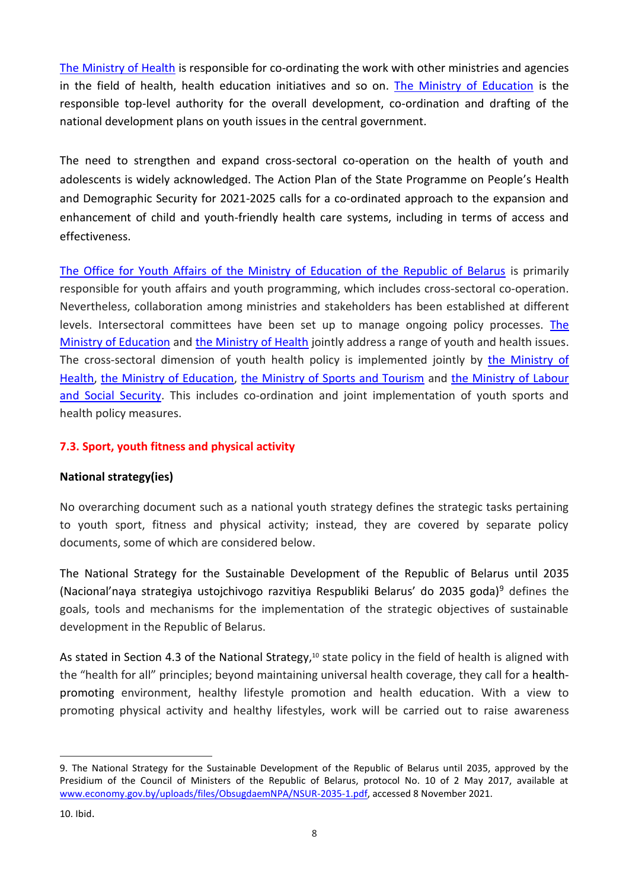The Ministry of Health is responsible for co-ordinating the work with other ministries and agencies in the field of health, health education initiatives and so on. The Ministry of Education is the responsible top-level authority for the overall development, co-ordination and drafting of the national development plans on youth issues in the central government.

The need to strengthen and expand cross-sectoral co-operation on the health of youth and adolescents is widely acknowledged. The Action Plan of the State Programme on People's Health and Demographic Security for 2021-2025 calls for a co-ordinated approach to the expansion and enhancement of child and youth-friendly health care systems, including in terms of access and effectiveness.

The Office for Youth Affairs of the Ministry of Education of the Republic of Belarus is primarily responsible for youth affairs and youth programming, which includes cross-sectoral co-operation. Nevertheless, collaboration among ministries and stakeholders has been established at different levels. Intersectoral committees have been set up to manage ongoing policy processes. The Ministry of Education and the Ministry of Health jointly address a range of youth and health issues. The cross-sectoral dimension of youth health policy is implemented jointly by the Ministry of Health, the Ministry of Education, the Ministry of Sports and Tourism and the Ministry of Labour and Social Security. This includes co-ordination and joint implementation of youth sports and health policy measures.

## 7.3. Sport, youth fitness and physical activity

**National strategy(ies)**

No overarching document such as a national youth strategy defines the strategic tasks pertaining to youth sport, fitness and physical activity; instead, they are covered by separate policy documents, some of which are considered below.

The National Strategy for the Sustainable Development of the Republic of Belarus until 2035 (Nacional'naya strategiya ustojchivogo razvitiya Respubliki Belarus' do 2035 goda)[9] defines the goals, tools and mechanisms for the implementation of the strategic objectives of sustainable development in the Republic of Belarus.

As stated in Section 4.3 of the National Strategy,[10] state policy in the field of health is aligned with the "health for all" principles; beyond maintaining universal health coverage, they call for a health-promoting environment, healthy lifestyle promotion and health education. With a view to promoting physical activity and healthy lifestyles, work will be carried out to raise awareness

9. The National Strategy for the Sustainable Development of the Republic of Belarus until 2035, approved by the Presidium of the Council of Ministers of the Republic of Belarus, protocol No. 10 of 2 May 2017, available at www.economy.gov.by/uploads/files/ObsugdaemNPA/NSUR-2035-1.pdf, accessed 8 November 2021.

10. Ibid.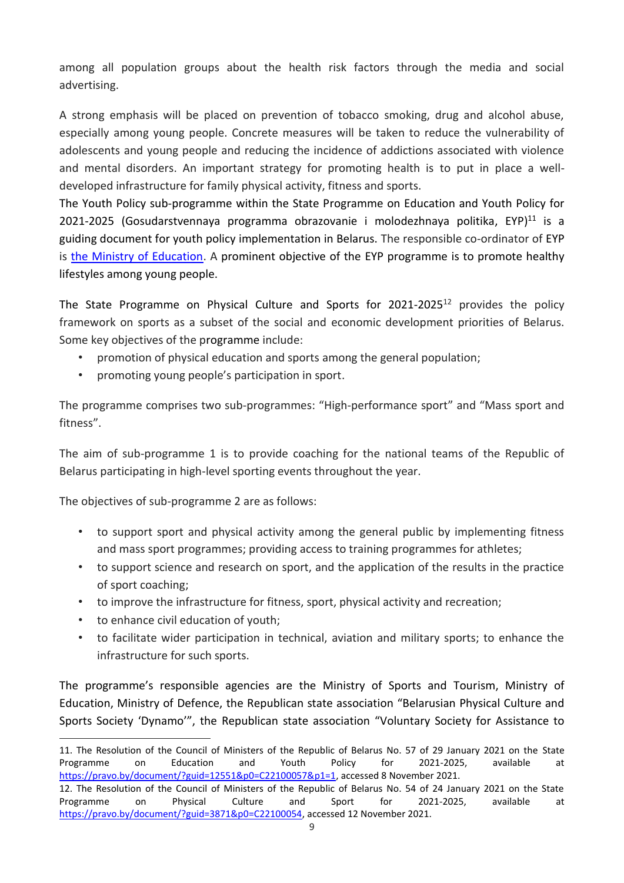among all population groups about the health risk factors through the media and social advertising.

A strong emphasis will be placed on prevention of tobacco smoking, drug and alcohol abuse, especially among young people. Concrete measures will be taken to reduce the vulnerability of adolescents and young people and reducing the incidence of addictions associated with violence and mental disorders. An important strategy for promoting health is to put in place a well-developed infrastructure for family physical activity, fitness and sports.

The Youth Policy sub-programme within the State Programme on Education and Youth Policy for 2021-2025 (Gosudarstvennaya programma obrazovanie i molodezhnaya politika, EYP)[11] is a guiding document for youth policy implementation in Belarus. The responsible co-ordinator of EYP is [the Ministry of Education](). A prominent objective of the EYP programme is to promote healthy lifestyles among young people.

The State Programme on Physical Culture and Sports for 2021-2025[12] provides the policy framework on sports as a subset of the social and economic development priorities of Belarus. Some key objectives of the programme include:

- promotion of physical education and sports among the general population;
- promoting young people's participation in sport.

The programme comprises two sub-programmes: "High-performance sport" and "Mass sport and fitness".

The aim of sub-programme 1 is to provide coaching for the national teams of the Republic of Belarus participating in high-level sporting events throughout the year.

The objectives of sub-programme 2 are as follows:

- to support sport and physical activity among the general public by implementing fitness and mass sport programmes; providing access to training programmes for athletes;
- to support science and research on sport, and the application of the results in the practice of sport coaching;
- to improve the infrastructure for fitness, sport, physical activity and recreation;
- to enhance civil education of youth;
- to facilitate wider participation in technical, aviation and military sports; to enhance the infrastructure for such sports.

The programme's responsible agencies are the Ministry of Sports and Tourism, Ministry of Education, Ministry of Defence, the Republican state association "Belarusian Physical Culture and Sports Society 'Dynamo'", the Republican state association "Voluntary Society for Assistance to

---

11. The Resolution of the Council of Ministers of the Republic of Belarus No. 57 of 29 January 2021 on the State Programme on Education and Youth Policy for 2021-2025, available at https://pravo.by/document/?guid=12551&p0=C22100057&p1=1, accessed 8 November 2021.

12. The Resolution of the Council of Ministers of the Republic of Belarus No. 54 of 24 January 2021 on the State Programme on Physical Culture and Sport for 2021-2025, available at https://pravo.by/document/?guid=3871&p0=C22100054, accessed 12 November 2021.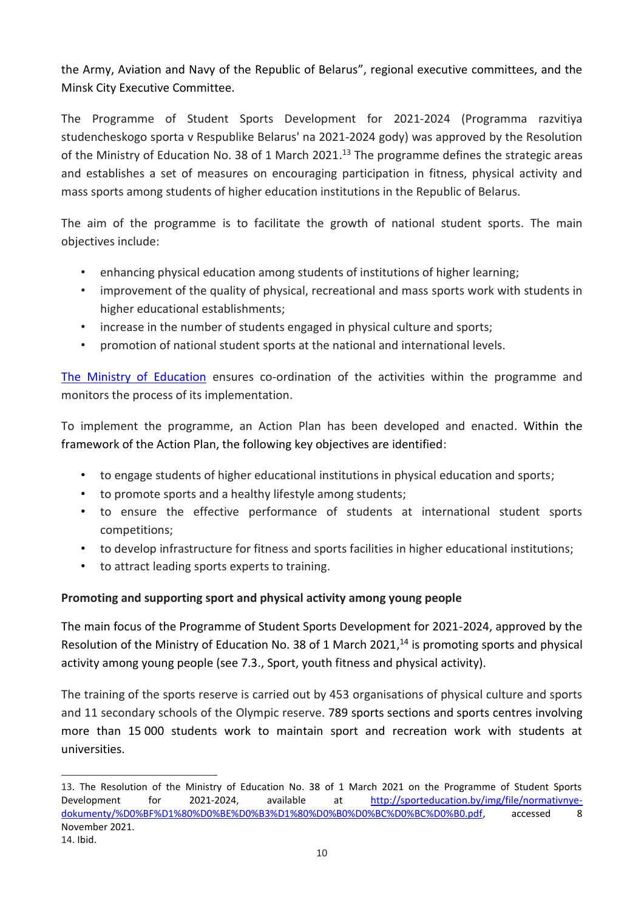the Army, Aviation and Navy of the Republic of Belarus", regional executive committees, and the Minsk City Executive Committee.

The Programme of Student Sports Development for 2021-2024 (Programma razvitiya studencheskogo sporta v Respublike Belarus' na 2021-2024 gody) was approved by the Resolution of the Ministry of Education No. 38 of 1 March 2021.[13] The programme defines the strategic areas and establishes a set of measures on encouraging participation in fitness, physical activity and mass sports among students of higher education institutions in the Republic of Belarus.

The aim of the programme is to facilitate the growth of national student sports. The main objectives include:

- enhancing physical education among students of institutions of higher learning;
- improvement of the quality of physical, recreational and mass sports work with students in higher educational establishments;
- increase in the number of students engaged in physical culture and sports;
- promotion of national student sports at the national and international levels.

[The Ministry of Education](#) ensures co-ordination of the activities within the programme and monitors the process of its implementation.

To implement the programme, an Action Plan has been developed and enacted. Within the framework of the Action Plan, the following key objectives are identified:

- to engage students of higher educational institutions in physical education and sports;
- to promote sports and a healthy lifestyle among students;
- to ensure the effective performance of students at international student sports competitions;
- to develop infrastructure for fitness and sports facilities in higher educational institutions;
- to attract leading sports experts to training.

**Promoting and supporting sport and physical activity among young people**

The main focus of the Programme of Student Sports Development for 2021-2024, approved by the Resolution of the Ministry of Education No. 38 of 1 March 2021,[14] is promoting sports and physical activity among young people (see 7.3., Sport, youth fitness and physical activity).

The training of the sports reserve is carried out by 453 organisations of physical culture and sports and 11 secondary schools of the Olympic reserve. 789 sports sections and sports centres involving more than 15 000 students work to maintain sport and recreation work with students at universities.

---

13. The Resolution of the Ministry of Education No. 38 of 1 March 2021 on the Programme of Student Sports Development for 2021-2024, available at http://sporteducation.by/img/file/normativnye-dokumenty/%D0%BF%D1%80%D0%BE%D0%B3%D1%80%D0%B0%D0%BC%D0%BC%D0%B0.pdf, accessed 8 November 2021.
14. Ibid.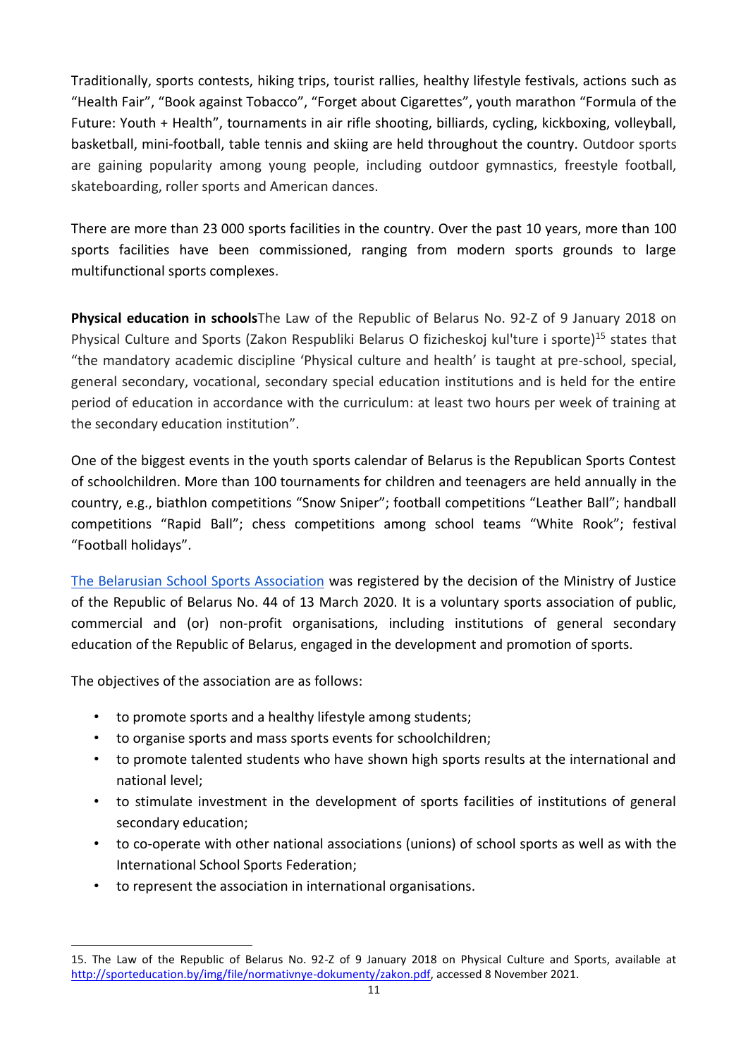Traditionally, sports contests, hiking trips, tourist rallies, healthy lifestyle festivals, actions such as "Health Fair", "Book against Tobacco", "Forget about Cigarettes", youth marathon "Formula of the Future: Youth + Health", tournaments in air rifle shooting, billiards, cycling, kickboxing, volleyball, basketball, mini-football, table tennis and skiing are held throughout the country. Outdoor sports are gaining popularity among young people, including outdoor gymnastics, freestyle football, skateboarding, roller sports and American dances.

There are more than 23 000 sports facilities in the country. Over the past 10 years, more than 100 sports facilities have been commissioned, ranging from modern sports grounds to large multifunctional sports complexes.

**Physical education in schools**The Law of the Republic of Belarus No. 92-Z of 9 January 2018 on Physical Culture and Sports (Zakon Respubliki Belarus O fizicheskoj kul'ture i sporte)[15] states that "the mandatory academic discipline 'Physical culture and health' is taught at pre-school, special, general secondary, vocational, secondary special education institutions and is held for the entire period of education in accordance with the curriculum: at least two hours per week of training at the secondary education institution".

One of the biggest events in the youth sports calendar of Belarus is the Republican Sports Contest of schoolchildren. More than 100 tournaments for children and teenagers are held annually in the country, e.g., biathlon competitions "Snow Sniper"; football competitions "Leather Ball"; handball competitions "Rapid Ball"; chess competitions among school teams "White Rook"; festival "Football holidays".

The Belarusian School Sports Association was registered by the decision of the Ministry of Justice of the Republic of Belarus No. 44 of 13 March 2020. It is a voluntary sports association of public, commercial and (or) non-profit organisations, including institutions of general secondary education of the Republic of Belarus, engaged in the development and promotion of sports.

The objectives of the association are as follows:

- to promote sports and a healthy lifestyle among students;
- to organise sports and mass sports events for schoolchildren;
- to promote talented students who have shown high sports results at the international and national level;
- to stimulate investment in the development of sports facilities of institutions of general secondary education;
- to co-operate with other national associations (unions) of school sports as well as with the International School Sports Federation;
- to represent the association in international organisations.

---

15. The Law of the Republic of Belarus No. 92-Z of 9 January 2018 on Physical Culture and Sports, available at http://sporteducation.by/img/file/normativnye-dokumenty/zakon.pdf, accessed 8 November 2021.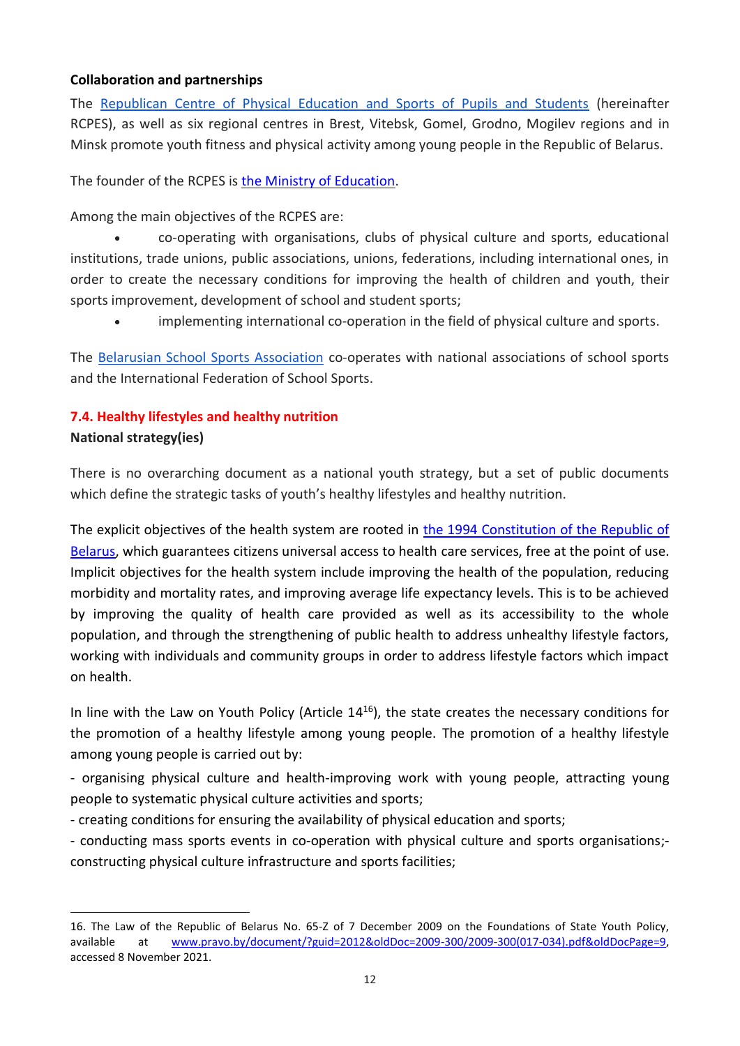**Collaboration and partnerships**

The Republican Centre of Physical Education and Sports of Pupils and Students (hereinafter RCPES), as well as six regional centres in Brest, Vitebsk, Gomel, Grodno, Mogilev regions and in Minsk promote youth fitness and physical activity among young people in the Republic of Belarus.

The founder of the RCPES is the Ministry of Education.

Among the main objectives of the RCPES are:

- co-operating with organisations, clubs of physical culture and sports, educational institutions, trade unions, public associations, unions, federations, including international ones, in order to create the necessary conditions for improving the health of children and youth, their sports improvement, development of school and student sports;
- implementing international co-operation in the field of physical culture and sports.

The Belarusian School Sports Association co-operates with national associations of school sports and the International Federation of School Sports.

## 7.4. Healthy lifestyles and healthy nutrition

**National strategy(ies)**

There is no overarching document as a national youth strategy, but a set of public documents which define the strategic tasks of youth's healthy lifestyles and healthy nutrition.

The explicit objectives of the health system are rooted in the 1994 Constitution of the Republic of Belarus, which guarantees citizens universal access to health care services, free at the point of use. Implicit objectives for the health system include improving the health of the population, reducing morbidity and mortality rates, and improving average life expectancy levels. This is to be achieved by improving the quality of health care provided as well as its accessibility to the whole population, and through the strengthening of public health to address unhealthy lifestyle factors, working with individuals and community groups in order to address lifestyle factors which impact on health.

In line with the Law on Youth Policy (Article 14[16]), the state creates the necessary conditions for the promotion of a healthy lifestyle among young people. The promotion of a healthy lifestyle among young people is carried out by:

- organising physical culture and health-improving work with young people, attracting young people to systematic physical culture activities and sports;
- creating conditions for ensuring the availability of physical education and sports;
- conducting mass sports events in co-operation with physical culture and sports organisations;- constructing physical culture infrastructure and sports facilities;

16. The Law of the Republic of Belarus No. 65-Z of 7 December 2009 on the Foundations of State Youth Policy, available at www.pravo.by/document/?guid=2012&oldDoc=2009-300/2009-300(017-034).pdf&oldDocPage=9, accessed 8 November 2021.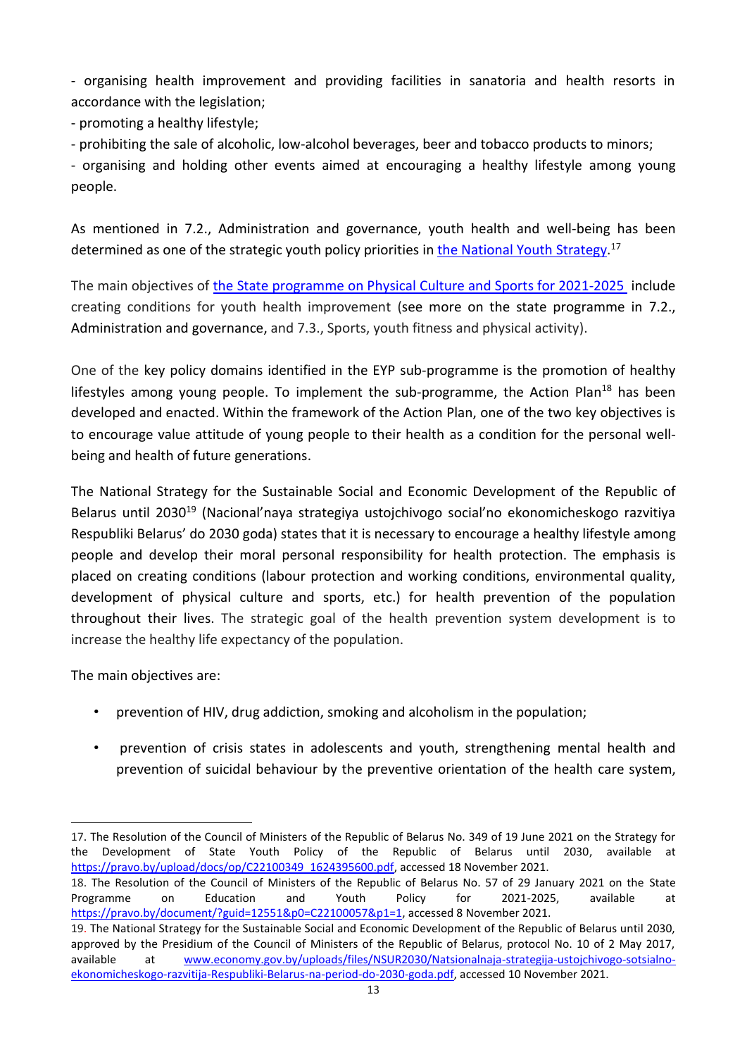- organising health improvement and providing facilities in sanatoria and health resorts in accordance with the legislation;
- promoting a healthy lifestyle;
- prohibiting the sale of alcoholic, low-alcohol beverages, beer and tobacco products to minors;
- organising and holding other events aimed at encouraging a healthy lifestyle among young people.

As mentioned in 7.2., Administration and governance, youth health and well-being has been determined as one of the strategic youth policy priorities in the National Youth Strategy.[17]

The main objectives of the State programme on Physical Culture and Sports for 2021-2025 include creating conditions for youth health improvement (see more on the state programme in 7.2., Administration and governance, and 7.3., Sports, youth fitness and physical activity).

One of the key policy domains identified in the EYP sub-programme is the promotion of healthy lifestyles among young people. To implement the sub-programme, the Action Plan[18] has been developed and enacted. Within the framework of the Action Plan, one of the two key objectives is to encourage value attitude of young people to their health as a condition for the personal well-being and health of future generations.

The National Strategy for the Sustainable Social and Economic Development of the Republic of Belarus until 2030[19] (Nacional'naya strategiya ustojchivogo social'no ekonomicheskogo razvitiya Respubliki Belarus' do 2030 goda) states that it is necessary to encourage a healthy lifestyle among people and develop their moral personal responsibility for health protection. The emphasis is placed on creating conditions (labour protection and working conditions, environmental quality, development of physical culture and sports, etc.) for health prevention of the population throughout their lives. The strategic goal of the health prevention system development is to increase the healthy life expectancy of the population.

The main objectives are:

- prevention of HIV, drug addiction, smoking and alcoholism in the population;
- prevention of crisis states in adolescents and youth, strengthening mental health and prevention of suicidal behaviour by the preventive orientation of the health care system,

---

17. The Resolution of the Council of Ministers of the Republic of Belarus No. 349 of 19 June 2021 on the Strategy for the Development of State Youth Policy of the Republic of Belarus until 2030, available at https://pravo.by/upload/docs/op/C22100349_1624395600.pdf, accessed 18 November 2021.

18. The Resolution of the Council of Ministers of the Republic of Belarus No. 57 of 29 January 2021 on the State Programme on Education and Youth Policy for 2021-2025, available at https://pravo.by/document/?guid=12551&p0=C22100057&p1=1, accessed 8 November 2021.

19. The National Strategy for the Sustainable Social and Economic Development of the Republic of Belarus until 2030, approved by the Presidium of the Council of Ministers of the Republic of Belarus, protocol No. 10 of 2 May 2017, available at www.economy.gov.by/uploads/files/NSUR2030/Natsionalnaja-strategija-ustojchivogo-sotsialno-ekonomicheskogo-razvitija-Respubliki-Belarus-na-period-do-2030-goda.pdf, accessed 10 November 2021.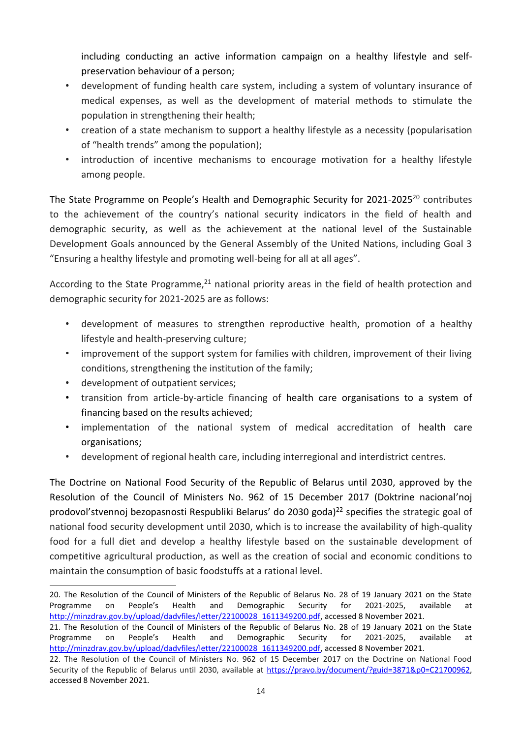including conducting an active information campaign on a healthy lifestyle and self-preservation behaviour of a person;

- development of funding health care system, including a system of voluntary insurance of medical expenses, as well as the development of material methods to stimulate the population in strengthening their health;
- creation of a state mechanism to support a healthy lifestyle as a necessity (popularisation of "health trends" among the population);
- introduction of incentive mechanisms to encourage motivation for a healthy lifestyle among people.

The State Programme on People's Health and Demographic Security for 2021-2025[20] contributes to the achievement of the country's national security indicators in the field of health and demographic security, as well as the achievement at the national level of the Sustainable Development Goals announced by the General Assembly of the United Nations, including Goal 3 "Ensuring a healthy lifestyle and promoting well-being for all at all ages".

According to the State Programme,[21] national priority areas in the field of health protection and demographic security for 2021-2025 are as follows:

- development of measures to strengthen reproductive health, promotion of a healthy lifestyle and health-preserving culture;
- improvement of the support system for families with children, improvement of their living conditions, strengthening the institution of the family;
- development of outpatient services;
- transition from article-by-article financing of health care organisations to a system of financing based on the results achieved;
- implementation of the national system of medical accreditation of health care organisations;
- development of regional health care, including interregional and interdistrict centres.

The Doctrine on National Food Security of the Republic of Belarus until 2030, approved by the Resolution of the Council of Ministers No. 962 of 15 December 2017 (Doktrine nacional'noj prodovol'stvennoj bezopasnosti Respubliki Belarus' do 2030 goda)[22] specifies the strategic goal of national food security development until 2030, which is to increase the availability of high-quality food for a full diet and develop a healthy lifestyle based on the sustainable development of competitive agricultural production, as well as the creation of social and economic conditions to maintain the consumption of basic foodstuffs at a rational level.

---

20. The Resolution of the Council of Ministers of the Republic of Belarus No. 28 of 19 January 2021 on the State Programme on People's Health and Demographic Security for 2021-2025, available at http://minzdrav.gov.by/upload/dadvfiles/letter/22100028_1611349200.pdf, accessed 8 November 2021.
21. The Resolution of the Council of Ministers of the Republic of Belarus No. 28 of 19 January 2021 on the State Programme on People's Health and Demographic Security for 2021-2025, available at http://minzdrav.gov.by/upload/dadvfiles/letter/22100028_1611349200.pdf, accessed 8 November 2021.
22. The Resolution of the Council of Ministers No. 962 of 15 December 2017 on the Doctrine on National Food Security of the Republic of Belarus until 2030, available at https://pravo.by/document/?guid=3871&p0=C21700962, accessed 8 November 2021.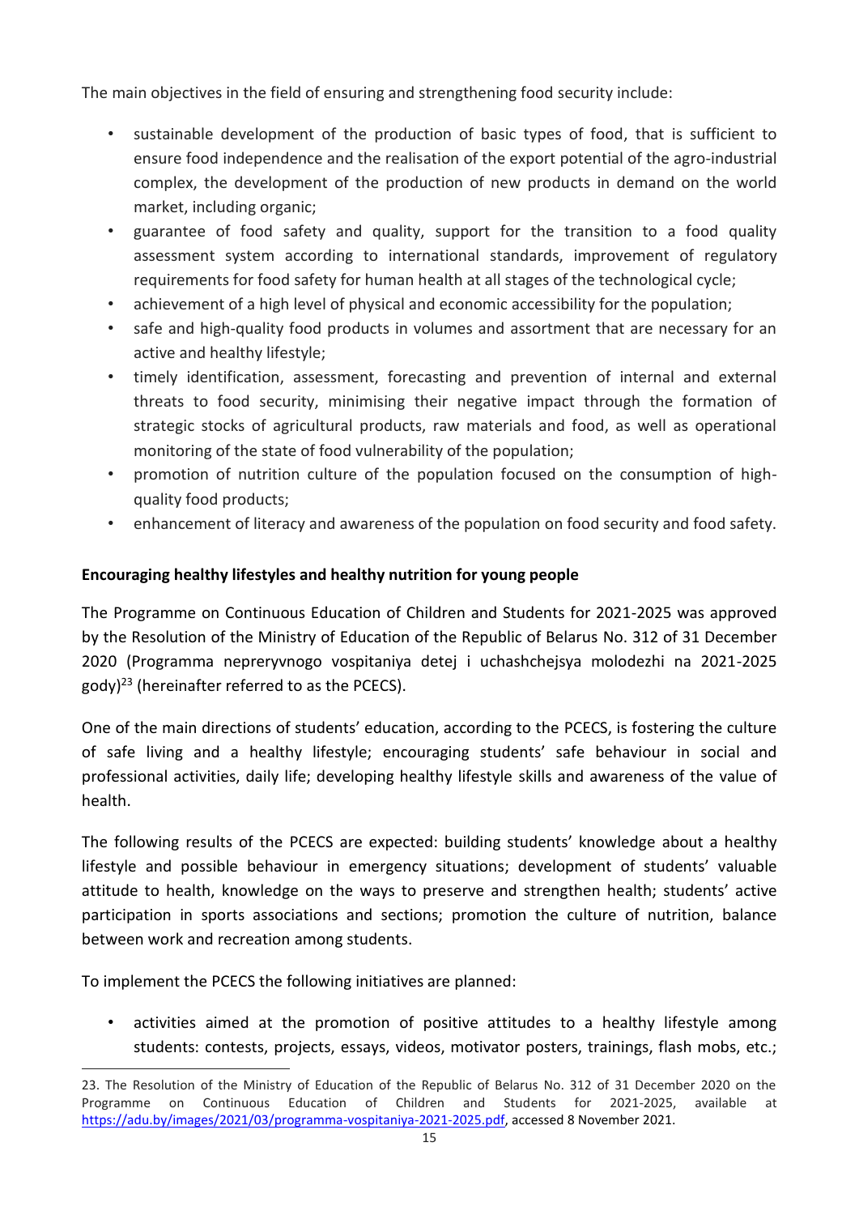The main objectives in the field of ensuring and strengthening food security include:

- sustainable development of the production of basic types of food, that is sufficient to ensure food independence and the realisation of the export potential of the agro-industrial complex, the development of the production of new products in demand on the world market, including organic;
- guarantee of food safety and quality, support for the transition to a food quality assessment system according to international standards, improvement of regulatory requirements for food safety for human health at all stages of the technological cycle;
- achievement of a high level of physical and economic accessibility for the population;
- safe and high-quality food products in volumes and assortment that are necessary for an active and healthy lifestyle;
- timely identification, assessment, forecasting and prevention of internal and external threats to food security, minimising their negative impact through the formation of strategic stocks of agricultural products, raw materials and food, as well as operational monitoring of the state of food vulnerability of the population;
- promotion of nutrition culture of the population focused on the consumption of high-quality food products;
- enhancement of literacy and awareness of the population on food security and food safety.

**Encouraging healthy lifestyles and healthy nutrition for young people**

The Programme on Continuous Education of Children and Students for 2021-2025 was approved by the Resolution of the Ministry of Education of the Republic of Belarus No. 312 of 31 December 2020 (Programma nepreryvnogo vospitaniya detej i uchashchejsya molodezhi na 2021-2025 gody)[23] (hereinafter referred to as the PCECS).

One of the main directions of students' education, according to the PCECS, is fostering the culture of safe living and a healthy lifestyle; encouraging students' safe behaviour in social and professional activities, daily life; developing healthy lifestyle skills and awareness of the value of health.

The following results of the PCECS are expected: building students' knowledge about a healthy lifestyle and possible behaviour in emergency situations; development of students' valuable attitude to health, knowledge on the ways to preserve and strengthen health; students' active participation in sports associations and sections; promotion the culture of nutrition, balance between work and recreation among students.

To implement the PCECS the following initiatives are planned:

- activities aimed at the promotion of positive attitudes to a healthy lifestyle among students: contests, projects, essays, videos, motivator posters, trainings, flash mobs, etc.;

23. The Resolution of the Ministry of Education of the Republic of Belarus No. 312 of 31 December 2020 on the Programme on Continuous Education of Children and Students for 2021-2025, available at https://adu.by/images/2021/03/programma-vospitaniya-2021-2025.pdf, accessed 8 November 2021.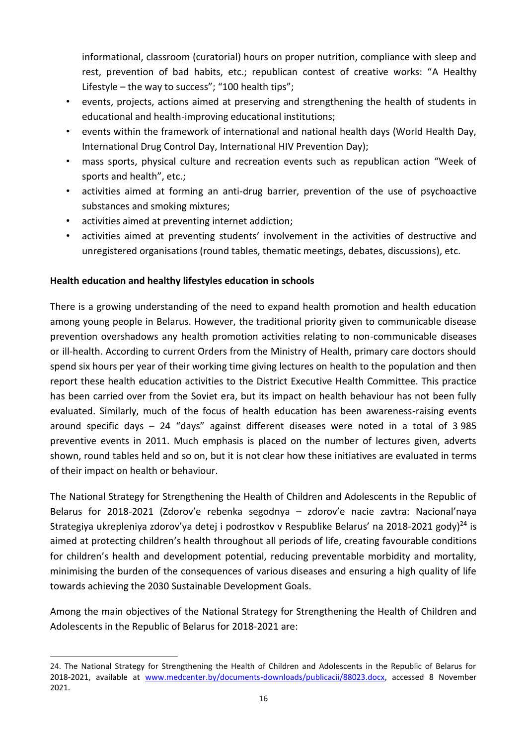informational, classroom (curatorial) hours on proper nutrition, compliance with sleep and rest, prevention of bad habits, etc.; republican contest of creative works: "A Healthy Lifestyle – the way to success"; "100 health tips";

- events, projects, actions aimed at preserving and strengthening the health of students in educational and health-improving educational institutions;
- events within the framework of international and national health days (World Health Day, International Drug Control Day, International HIV Prevention Day);
- mass sports, physical culture and recreation events such as republican action "Week of sports and health", etc.;
- activities aimed at forming an anti-drug barrier, prevention of the use of psychoactive substances and smoking mixtures;
- activities aimed at preventing internet addiction;
- activities aimed at preventing students' involvement in the activities of destructive and unregistered organisations (round tables, thematic meetings, debates, discussions), etc.

**Health education and healthy lifestyles education in schools**

There is a growing understanding of the need to expand health promotion and health education among young people in Belarus. However, the traditional priority given to communicable disease prevention overshadows any health promotion activities relating to non-communicable diseases or ill-health. According to current Orders from the Ministry of Health, primary care doctors should spend six hours per year of their working time giving lectures on health to the population and then report these health education activities to the District Executive Health Committee. This practice has been carried over from the Soviet era, but its impact on health behaviour has not been fully evaluated. Similarly, much of the focus of health education has been awareness-raising events around specific days – 24 "days" against different diseases were noted in a total of 3 985 preventive events in 2011. Much emphasis is placed on the number of lectures given, adverts shown, round tables held and so on, but it is not clear how these initiatives are evaluated in terms of their impact on health or behaviour.

The National Strategy for Strengthening the Health of Children and Adolescents in the Republic of Belarus for 2018-2021 (Zdorov'e rebenka segodnya – zdorov'e nacie zavtra: Nacional'naya Strategiya ukrepleniya zdorov'ya detej i podrostkov v Respublike Belarus' na 2018-2021 gody)[24] is aimed at protecting children's health throughout all periods of life, creating favourable conditions for children's health and development potential, reducing preventable morbidity and mortality, minimising the burden of the consequences of various diseases and ensuring a high quality of life towards achieving the 2030 Sustainable Development Goals.

Among the main objectives of the National Strategy for Strengthening the Health of Children and Adolescents in the Republic of Belarus for 2018-2021 are:

24. The National Strategy for Strengthening the Health of Children and Adolescents in the Republic of Belarus for 2018-2021, available at www.medcenter.by/documents-downloads/publicacii/88023.docx, accessed 8 November 2021.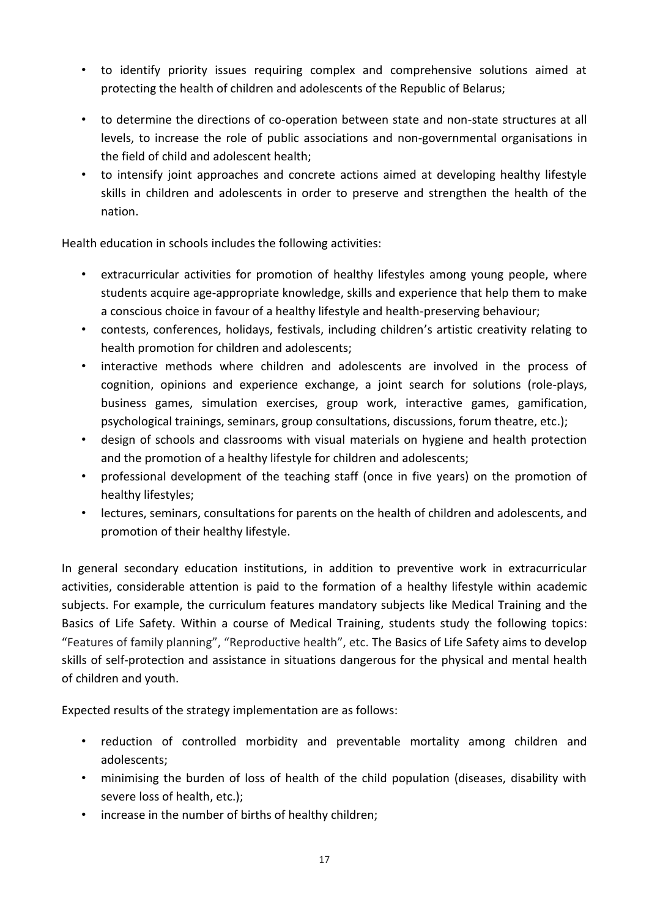- to identify priority issues requiring complex and comprehensive solutions aimed at protecting the health of children and adolescents of the Republic of Belarus;
- to determine the directions of co-operation between state and non-state structures at all levels, to increase the role of public associations and non-governmental organisations in the field of child and adolescent health;
- to intensify joint approaches and concrete actions aimed at developing healthy lifestyle skills in children and adolescents in order to preserve and strengthen the health of the nation.

Health education in schools includes the following activities:

- extracurricular activities for promotion of healthy lifestyles among young people, where students acquire age-appropriate knowledge, skills and experience that help them to make a conscious choice in favour of a healthy lifestyle and health-preserving behaviour;
- contests, conferences, holidays, festivals, including children's artistic creativity relating to health promotion for children and adolescents;
- interactive methods where children and adolescents are involved in the process of cognition, opinions and experience exchange, a joint search for solutions (role-plays, business games, simulation exercises, group work, interactive games, gamification, psychological trainings, seminars, group consultations, discussions, forum theatre, etc.);
- design of schools and classrooms with visual materials on hygiene and health protection and the promotion of a healthy lifestyle for children and adolescents;
- professional development of the teaching staff (once in five years) on the promotion of healthy lifestyles;
- lectures, seminars, consultations for parents on the health of children and adolescents, and promotion of their healthy lifestyle.

In general secondary education institutions, in addition to preventive work in extracurricular activities, considerable attention is paid to the formation of a healthy lifestyle within academic subjects. For example, the curriculum features mandatory subjects like Medical Training and the Basics of Life Safety. Within a course of Medical Training, students study the following topics: "Features of family planning", "Reproductive health", etc. The Basics of Life Safety aims to develop skills of self-protection and assistance in situations dangerous for the physical and mental health of children and youth.

Expected results of the strategy implementation are as follows:

- reduction of controlled morbidity and preventable mortality among children and adolescents;
- minimising the burden of loss of health of the child population (diseases, disability with severe loss of health, etc.);
- increase in the number of births of healthy children;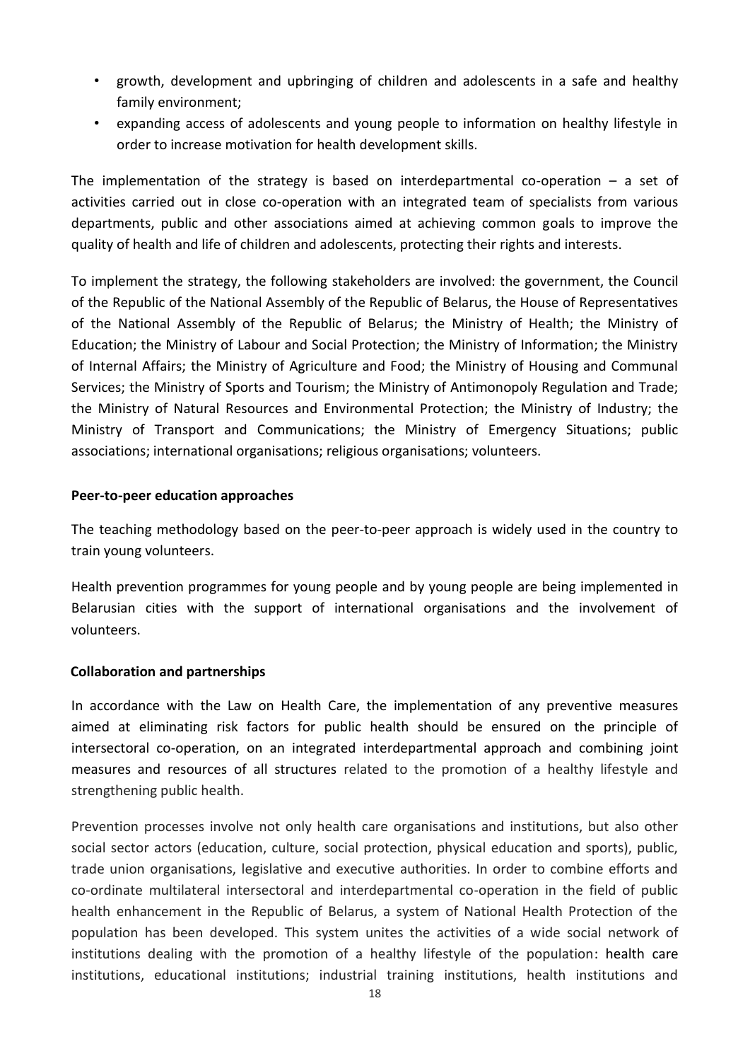- growth, development and upbringing of children and adolescents in a safe and healthy family environment;
- expanding access of adolescents and young people to information on healthy lifestyle in order to increase motivation for health development skills.

The implementation of the strategy is based on interdepartmental co-operation – a set of activities carried out in close co-operation with an integrated team of specialists from various departments, public and other associations aimed at achieving common goals to improve the quality of health and life of children and adolescents, protecting their rights and interests.

To implement the strategy, the following stakeholders are involved: the government, the Council of the Republic of the National Assembly of the Republic of Belarus, the House of Representatives of the National Assembly of the Republic of Belarus; the Ministry of Health; the Ministry of Education; the Ministry of Labour and Social Protection; the Ministry of Information; the Ministry of Internal Affairs; the Ministry of Agriculture and Food; the Ministry of Housing and Communal Services; the Ministry of Sports and Tourism; the Ministry of Antimonopoly Regulation and Trade; the Ministry of Natural Resources and Environmental Protection; the Ministry of Industry; the Ministry of Transport and Communications; the Ministry of Emergency Situations; public associations; international organisations; religious organisations; volunteers.

**Peer-to-peer education approaches**

The teaching methodology based on the peer-to-peer approach is widely used in the country to train young volunteers.

Health prevention programmes for young people and by young people are being implemented in Belarusian cities with the support of international organisations and the involvement of volunteers.

**Collaboration and partnerships**

In accordance with the Law on Health Care, the implementation of any preventive measures aimed at eliminating risk factors for public health should be ensured on the principle of intersectoral co-operation, on an integrated interdepartmental approach and combining joint measures and resources of all structures related to the promotion of a healthy lifestyle and strengthening public health.

Prevention processes involve not only health care organisations and institutions, but also other social sector actors (education, culture, social protection, physical education and sports), public, trade union organisations, legislative and executive authorities. In order to combine efforts and co-ordinate multilateral intersectoral and interdepartmental co-operation in the field of public health enhancement in the Republic of Belarus, a system of National Health Protection of the population has been developed. This system unites the activities of a wide social network of institutions dealing with the promotion of a healthy lifestyle of the population: health care institutions, educational institutions; industrial training institutions, health institutions and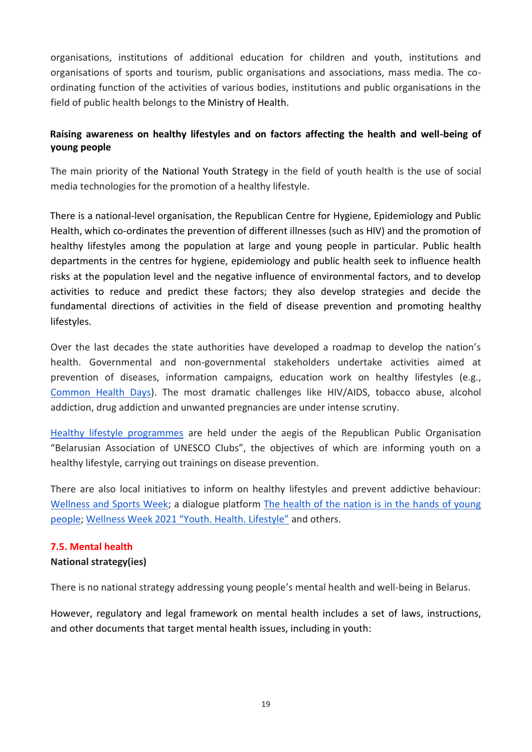organisations, institutions of additional education for children and youth, institutions and organisations of sports and tourism, public organisations and associations, mass media. The co-ordinating function of the activities of various bodies, institutions and public organisations in the field of public health belongs to the Ministry of Health.

**Raising awareness on healthy lifestyles and on factors affecting the health and well-being of young people**

The main priority of the National Youth Strategy in the field of youth health is the use of social media technologies for the promotion of a healthy lifestyle.

There is a national-level organisation, the Republican Centre for Hygiene, Epidemiology and Public Health, which co-ordinates the prevention of different illnesses (such as HIV) and the promotion of healthy lifestyles among the population at large and young people in particular. Public health departments in the centres for hygiene, epidemiology and public health seek to influence health risks at the population level and the negative influence of environmental factors, and to develop activities to reduce and predict these factors; they also develop strategies and decide the fundamental directions of activities in the field of disease prevention and promoting healthy lifestyles.

Over the last decades the state authorities have developed a roadmap to develop the nation's health. Governmental and non-governmental stakeholders undertake activities aimed at prevention of diseases, information campaigns, education work on healthy lifestyles (e.g., Common Health Days). The most dramatic challenges like HIV/AIDS, tobacco abuse, alcohol addiction, drug addiction and unwanted pregnancies are under intense scrutiny.

Healthy lifestyle programmes are held under the aegis of the Republican Public Organisation "Belarusian Association of UNESCO Clubs", the objectives of which are informing youth on a healthy lifestyle, carrying out trainings on disease prevention.

There are also local initiatives to inform on healthy lifestyles and prevent addictive behaviour: Wellness and Sports Week; a dialogue platform The health of the nation is in the hands of young people; Wellness Week 2021 "Youth. Health. Lifestyle" and others.

## 7.5. Mental health

**National strategy(ies)**

There is no national strategy addressing young people's mental health and well-being in Belarus.

However, regulatory and legal framework on mental health includes a set of laws, instructions, and other documents that target mental health issues, including in youth: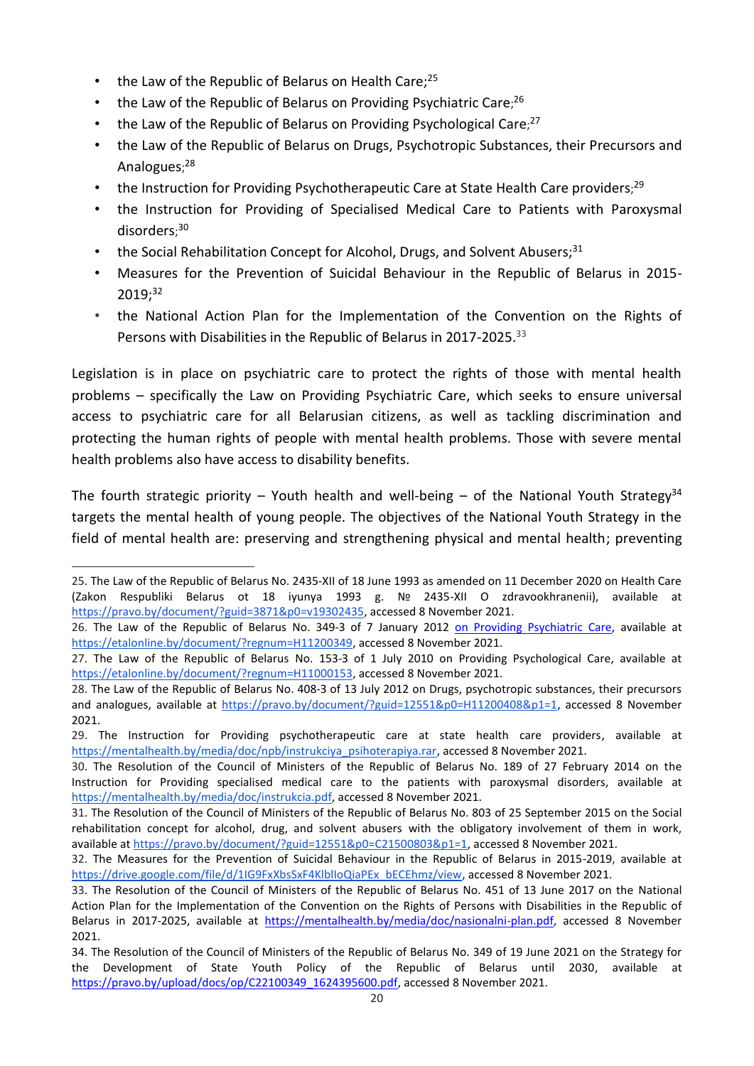- the Law of the Republic of Belarus on Health Care;[25]
- the Law of the Republic of Belarus on Providing Psychiatric Care;[26]
- the Law of the Republic of Belarus on Providing Psychological Care;[27]
- the Law of the Republic of Belarus on Drugs, Psychotropic Substances, their Precursors and Analogues;[28]
- the Instruction for Providing Psychotherapeutic Care at State Health Care providers;[29]
- the Instruction for Providing of Specialised Medical Care to Patients with Paroxysmal disorders;[30]
- the Social Rehabilitation Concept for Alcohol, Drugs, and Solvent Abusers;[31]
- Measures for the Prevention of Suicidal Behaviour in the Republic of Belarus in 2015-2019;[32]
- the National Action Plan for the Implementation of the Convention on the Rights of Persons with Disabilities in the Republic of Belarus in 2017-2025.[33]

Legislation is in place on psychiatric care to protect the rights of those with mental health problems – specifically the Law on Providing Psychiatric Care, which seeks to ensure universal access to psychiatric care for all Belarusian citizens, as well as tackling discrimination and protecting the human rights of people with mental health problems. Those with severe mental health problems also have access to disability benefits.

The fourth strategic priority – Youth health and well-being – of the National Youth Strategy[34] targets the mental health of young people. The objectives of the National Youth Strategy in the field of mental health are: preserving and strengthening physical and mental health; preventing

---

25. The Law of the Republic of Belarus No. 2435-XII of 18 June 1993 as amended on 11 December 2020 on Health Care (Zakon Respubliki Belarus ot 18 iyunya 1993 g. № 2435-XII O zdravookhranenii), available at https://pravo.by/document/?guid=3871&p0=v19302435, accessed 8 November 2021.

26. The Law of the Republic of Belarus No. 349-3 of 7 January 2012 on Providing Psychiatric Care, available at https://etalonline.by/document/?regnum=H11200349, accessed 8 November 2021.

27. The Law of the Republic of Belarus No. 153-3 of 1 July 2010 on Providing Psychological Care, available at https://etalonline.by/document/?regnum=H11000153, accessed 8 November 2021.

28. The Law of the Republic of Belarus No. 408-3 of 13 July 2012 on Drugs, psychotropic substances, their precursors and analogues, available at https://pravo.by/document/?guid=12551&p0=H11200408&p1=1, accessed 8 November 2021.

29. The Instruction for Providing psychotherapeutic care at state health care providers, available at https://mentalhealth.by/media/doc/npb/instrukciya_psihoterapiya.rar, accessed 8 November 2021.

30. The Resolution of the Council of Ministers of the Republic of Belarus No. 189 of 27 February 2014 on the Instruction for Providing specialised medical care to the patients with paroxysmal disorders, available at https://mentalhealth.by/media/doc/instrukcia.pdf, accessed 8 November 2021.

31. The Resolution of the Council of Ministers of the Republic of Belarus No. 803 of 25 September 2015 on the Social rehabilitation concept for alcohol, drug, and solvent abusers with the obligatory involvement of them in work, available at https://pravo.by/document/?guid=12551&p0=C21500803&p1=1, accessed 8 November 2021.

32. The Measures for the Prevention of Suicidal Behaviour in the Republic of Belarus in 2015-2019, available at https://drive.google.com/file/d/1IG9FxXbsSxF4KlblIoQiaPEx_bECEhmz/view, accessed 8 November 2021.

33. The Resolution of the Council of Ministers of the Republic of Belarus No. 451 of 13 June 2017 on the National Action Plan for the Implementation of the Convention on the Rights of Persons with Disabilities in the Republic of Belarus in 2017-2025, available at https://mentalhealth.by/media/doc/nasionalni-plan.pdf, accessed 8 November 2021.

34. The Resolution of the Council of Ministers of the Republic of Belarus No. 349 of 19 June 2021 on the Strategy for the Development of State Youth Policy of the Republic of Belarus until 2030, available at https://pravo.by/upload/docs/op/C22100349_1624395600.pdf, accessed 8 November 2021.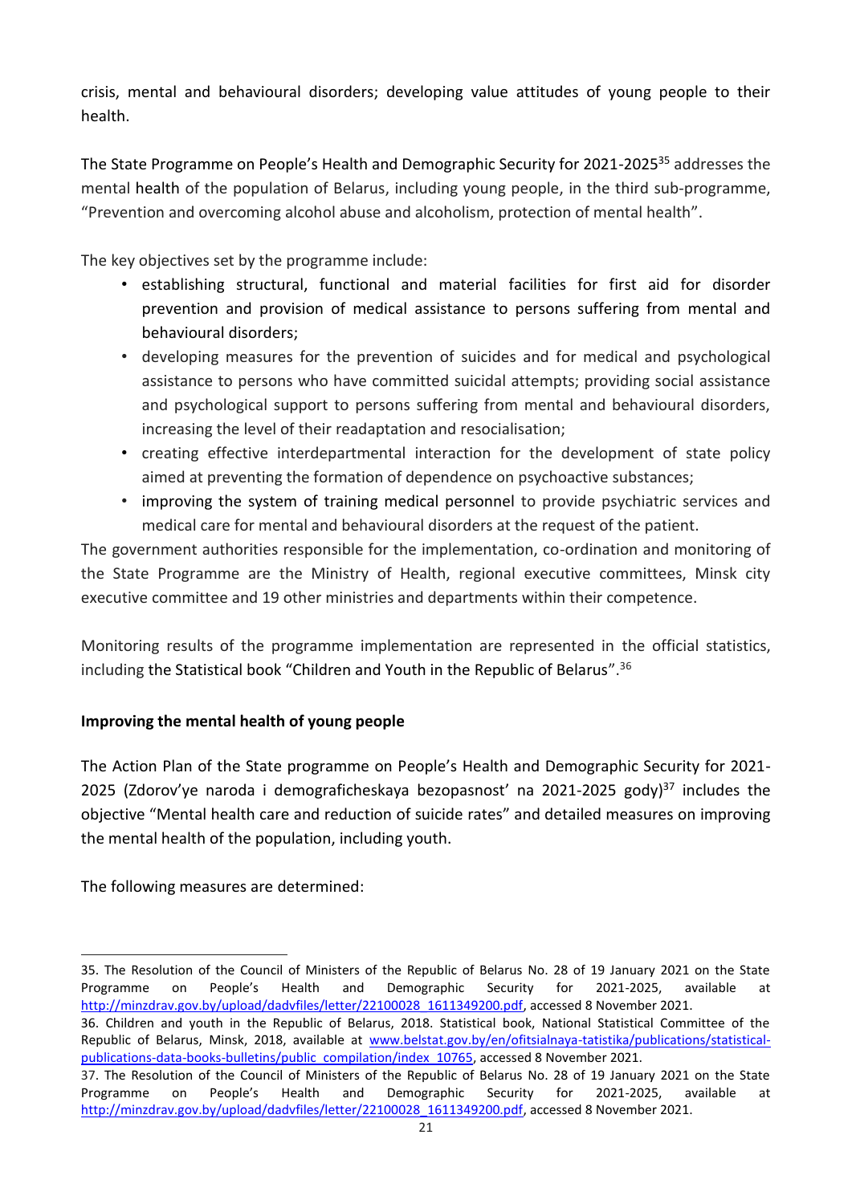crisis, mental and behavioural disorders; developing value attitudes of young people to their health.

The State Programme on People's Health and Demographic Security for 2021-2025[35] addresses the mental health of the population of Belarus, including young people, in the third sub-programme, "Prevention and overcoming alcohol abuse and alcoholism, protection of mental health".

The key objectives set by the programme include:

- establishing structural, functional and material facilities for first aid for disorder prevention and provision of medical assistance to persons suffering from mental and behavioural disorders;
- developing measures for the prevention of suicides and for medical and psychological assistance to persons who have committed suicidal attempts; providing social assistance and psychological support to persons suffering from mental and behavioural disorders, increasing the level of their readaptation and resocialisation;
- creating effective interdepartmental interaction for the development of state policy aimed at preventing the formation of dependence on psychoactive substances;
- improving the system of training medical personnel to provide psychiatric services and medical care for mental and behavioural disorders at the request of the patient.

The government authorities responsible for the implementation, co-ordination and monitoring of the State Programme are the Ministry of Health, regional executive committees, Minsk city executive committee and 19 other ministries and departments within their competence.

Monitoring results of the programme implementation are represented in the official statistics, including the Statistical book "Children and Youth in the Republic of Belarus".[36]

**Improving the mental health of young people**

The Action Plan of the State programme on People's Health and Demographic Security for 2021-2025 (Zdorov'ye naroda i demograficheskaya bezopasnost' na 2021-2025 gody)[37] includes the objective "Mental health care and reduction of suicide rates" and detailed measures on improving the mental health of the population, including youth.

The following measures are determined:

---

35. The Resolution of the Council of Ministers of the Republic of Belarus No. 28 of 19 January 2021 on the State Programme on People's Health and Demographic Security for 2021-2025, available at http://minzdrav.gov.by/upload/dadvfiles/letter/22100028_1611349200.pdf, accessed 8 November 2021.

36. Children and youth in the Republic of Belarus, 2018. Statistical book, National Statistical Committee of the Republic of Belarus, Minsk, 2018, available at www.belstat.gov.by/en/ofitsialnaya-tatistika/publications/statistical-publications-data-books-bulletins/public_compilation/index_10765, accessed 8 November 2021.

37. The Resolution of the Council of Ministers of the Republic of Belarus No. 28 of 19 January 2021 on the State Programme on People's Health and Demographic Security for 2021-2025, available at http://minzdrav.gov.by/upload/dadvfiles/letter/22100028_1611349200.pdf, accessed 8 November 2021.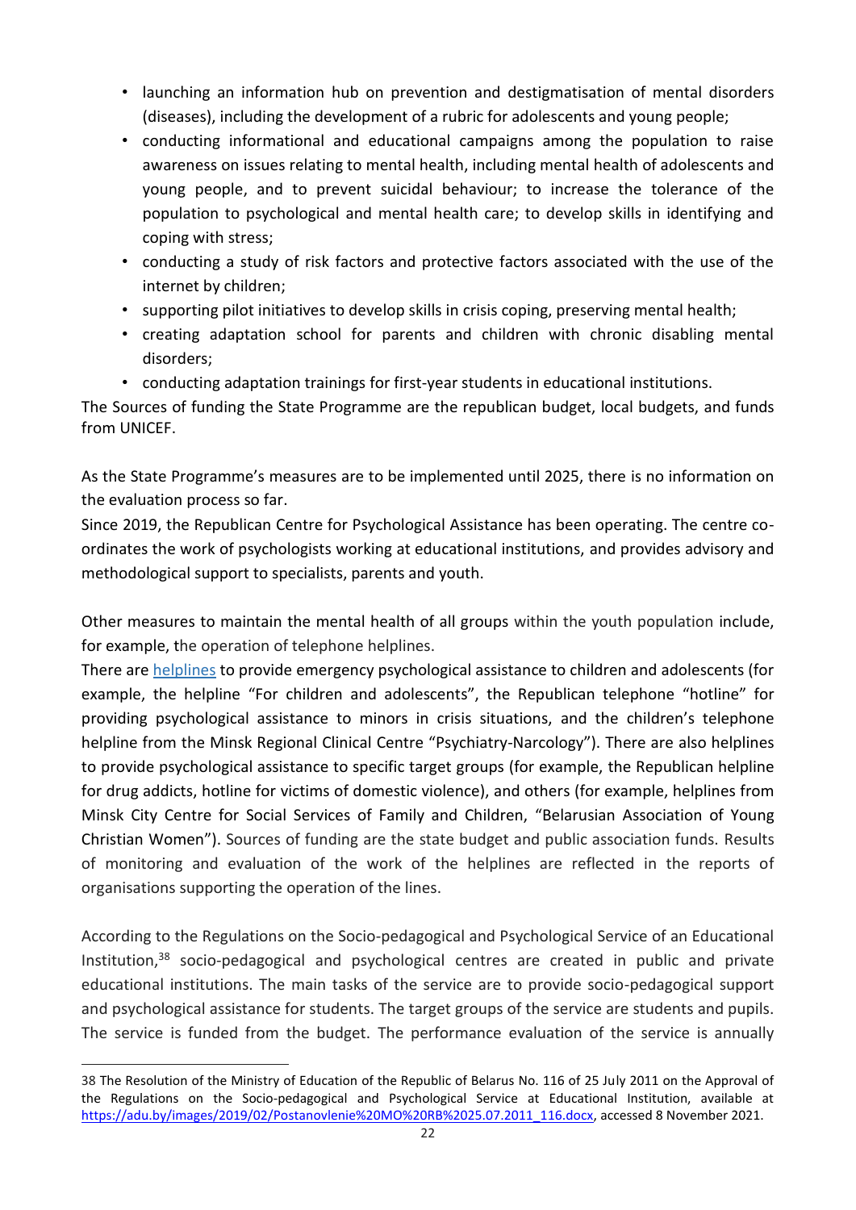- launching an information hub on prevention and destigmatisation of mental disorders (diseases), including the development of a rubric for adolescents and young people;
- conducting informational and educational campaigns among the population to raise awareness on issues relating to mental health, including mental health of adolescents and young people, and to prevent suicidal behaviour; to increase the tolerance of the population to psychological and mental health care; to develop skills in identifying and coping with stress;
- conducting a study of risk factors and protective factors associated with the use of the internet by children;
- supporting pilot initiatives to develop skills in crisis coping, preserving mental health;
- creating adaptation school for parents and children with chronic disabling mental disorders;
- conducting adaptation trainings for first-year students in educational institutions.

The Sources of funding the State Programme are the republican budget, local budgets, and funds from UNICEF.

As the State Programme's measures are to be implemented until 2025, there is no information on the evaluation process so far.

Since 2019, the Republican Centre for Psychological Assistance has been operating. The centre co-ordinates the work of psychologists working at educational institutions, and provides advisory and methodological support to specialists, parents and youth.

Other measures to maintain the mental health of all groups within the youth population include, for example, the operation of telephone helplines.

There are helplines to provide emergency psychological assistance to children and adolescents (for example, the helpline "For children and adolescents", the Republican telephone "hotline" for providing psychological assistance to minors in crisis situations, and the children's telephone helpline from the Minsk Regional Clinical Centre "Psychiatry-Narcology"). There are also helplines to provide psychological assistance to specific target groups (for example, the Republican helpline for drug addicts, hotline for victims of domestic violence), and others (for example, helplines from Minsk City Centre for Social Services of Family and Children, "Belarusian Association of Young Christian Women"). Sources of funding are the state budget and public association funds. Results of monitoring and evaluation of the work of the helplines are reflected in the reports of organisations supporting the operation of the lines.

According to the Regulations on the Socio-pedagogical and Psychological Service of an Educational Institution,[38] socio-pedagogical and psychological centres are created in public and private educational institutions. The main tasks of the service are to provide socio-pedagogical support and psychological assistance for students. The target groups of the service are students and pupils. The service is funded from the budget. The performance evaluation of the service is annually

---

38 The Resolution of the Ministry of Education of the Republic of Belarus No. 116 of 25 July 2011 on the Approval of the Regulations on the Socio-pedagogical and Psychological Service at Educational Institution, available at https://adu.by/images/2019/02/Postanovlenie%20MO%20RB%2025.07.2011_116.docx, accessed 8 November 2021.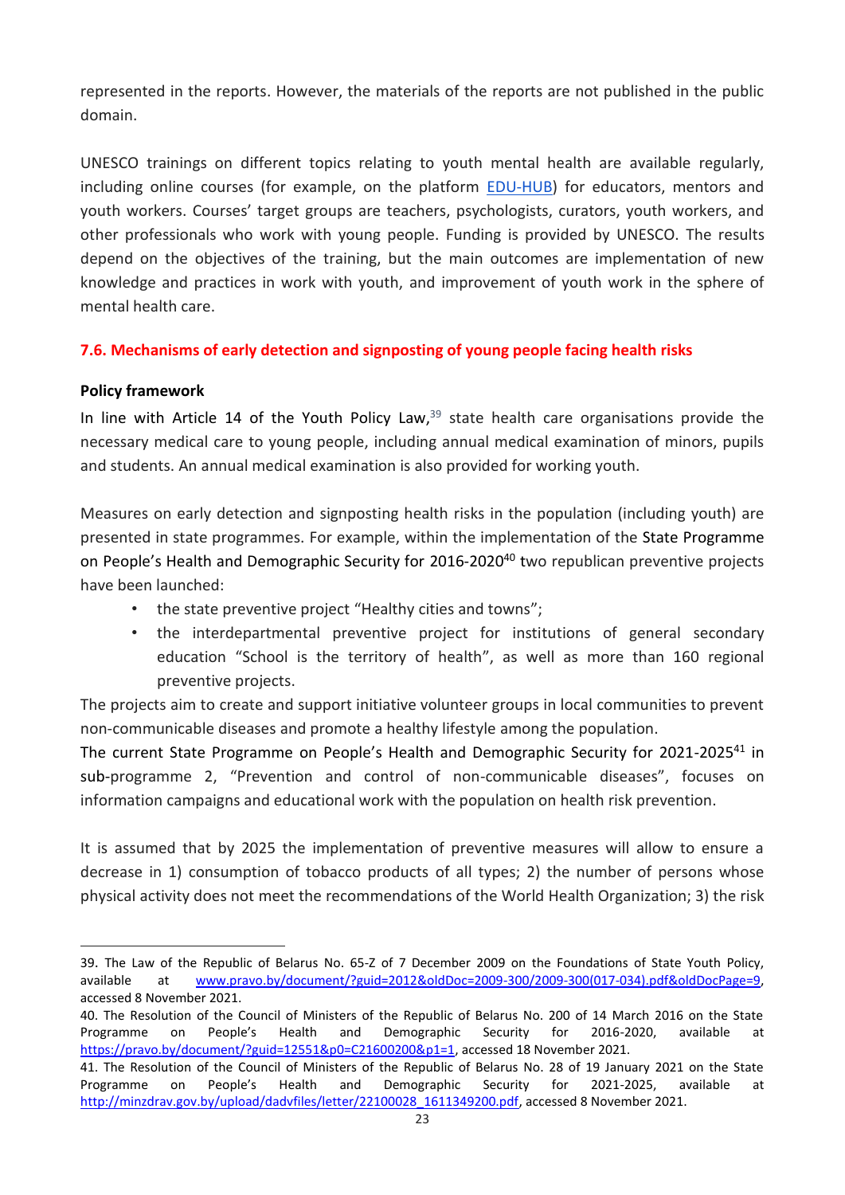represented in the reports. However, the materials of the reports are not published in the public domain.

UNESCO trainings on different topics relating to youth mental health are available regularly, including online courses (for example, on the platform [EDU-HUB](EDU-HUB)) for educators, mentors and youth workers. Courses' target groups are teachers, psychologists, curators, youth workers, and other professionals who work with young people. Funding is provided by UNESCO. The results depend on the objectives of the training, but the main outcomes are implementation of new knowledge and practices in work with youth, and improvement of youth work in the sphere of mental health care.

### 7.6. Mechanisms of early detection and signposting of young people facing health risks

**Policy framework**

In line with Article 14 of the Youth Policy Law,[39] state health care organisations provide the necessary medical care to young people, including annual medical examination of minors, pupils and students. An annual medical examination is also provided for working youth.

Measures on early detection and signposting health risks in the population (including youth) are presented in state programmes. For example, within the implementation of the State Programme on People's Health and Demographic Security for 2016-2020[40] two republican preventive projects have been launched:

- the state preventive project "Healthy cities and towns";
- the interdepartmental preventive project for institutions of general secondary education "School is the territory of health", as well as more than 160 regional preventive projects.

The projects aim to create and support initiative volunteer groups in local communities to prevent non-communicable diseases and promote a healthy lifestyle among the population.

The current State Programme on People's Health and Demographic Security for 2021-2025[41] in sub-programme 2, "Prevention and control of non-communicable diseases", focuses on information campaigns and educational work with the population on health risk prevention.

It is assumed that by 2025 the implementation of preventive measures will allow to ensure a decrease in 1) consumption of tobacco products of all types; 2) the number of persons whose physical activity does not meet the recommendations of the World Health Organization; 3) the risk

---

39. The Law of the Republic of Belarus No. 65-Z of 7 December 2009 on the Foundations of State Youth Policy, available at www.pravo.by/document/?guid=2012&oldDoc=2009-300/2009-300(017-034).pdf&oldDocPage=9, accessed 8 November 2021.

40. The Resolution of the Council of Ministers of the Republic of Belarus No. 200 of 14 March 2016 on the State Programme on People's Health and Demographic Security for 2016-2020, available at https://pravo.by/document/?guid=12551&p0=C21600200&p1=1, accessed 18 November 2021.

41. The Resolution of the Council of Ministers of the Republic of Belarus No. 28 of 19 January 2021 on the State Programme on People's Health and Demographic Security for 2021-2025, available at http://minzdrav.gov.by/upload/dadvfiles/letter/22100028_1611349200.pdf, accessed 8 November 2021.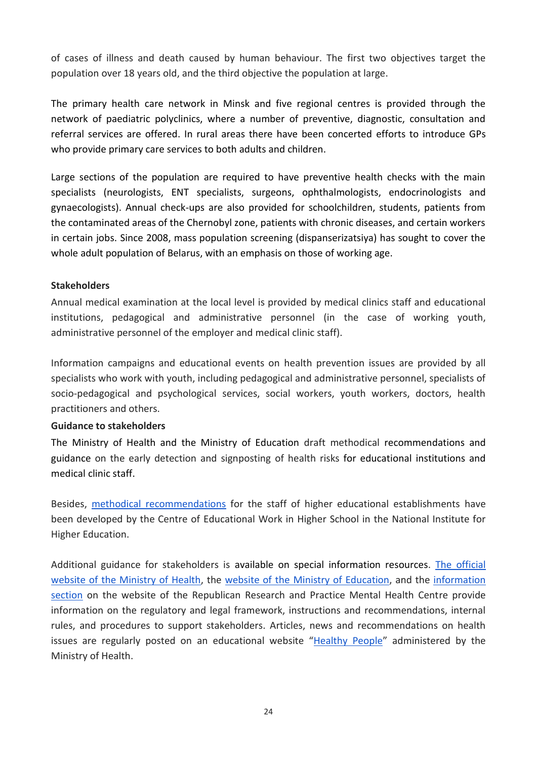of cases of illness and death caused by human behaviour. The first two objectives target the population over 18 years old, and the third objective the population at large.

The primary health care network in Minsk and five regional centres is provided through the network of paediatric polyclinics, where a number of preventive, diagnostic, consultation and referral services are offered. In rural areas there have been concerted efforts to introduce GPs who provide primary care services to both adults and children.

Large sections of the population are required to have preventive health checks with the main specialists (neurologists, ENT specialists, surgeons, ophthalmologists, endocrinologists and gynaecologists). Annual check-ups are also provided for schoolchildren, students, patients from the contaminated areas of the Chernobyl zone, patients with chronic diseases, and certain workers in certain jobs. Since 2008, mass population screening (dispanserizatsiya) has sought to cover the whole adult population of Belarus, with an emphasis on those of working age.

**Stakeholders**

Annual medical examination at the local level is provided by medical clinics staff and educational institutions, pedagogical and administrative personnel (in the case of working youth, administrative personnel of the employer and medical clinic staff).

Information campaigns and educational events on health prevention issues are provided by all specialists who work with youth, including pedagogical and administrative personnel, specialists of socio-pedagogical and psychological services, social workers, youth workers, doctors, health practitioners and others.

**Guidance to stakeholders**

The Ministry of Health and the Ministry of Education draft methodical recommendations and guidance on the early detection and signposting of health risks for educational institutions and medical clinic staff.

Besides, methodical recommendations for the staff of higher educational establishments have been developed by the Centre of Educational Work in Higher School in the National Institute for Higher Education.

Additional guidance for stakeholders is available on special information resources. The official website of the Ministry of Health, the website of the Ministry of Education, and the information section on the website of the Republican Research and Practice Mental Health Centre provide information on the regulatory and legal framework, instructions and recommendations, internal rules, and procedures to support stakeholders. Articles, news and recommendations on health issues are regularly posted on an educational website "Healthy People" administered by the Ministry of Health.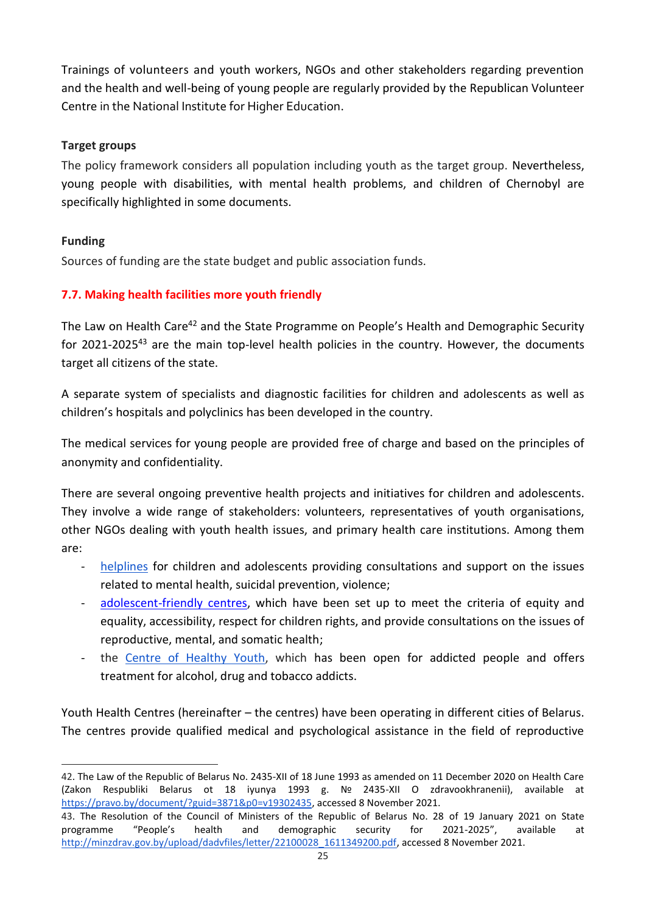Trainings of volunteers and youth workers, NGOs and other stakeholders regarding prevention and the health and well-being of young people are regularly provided by the Republican Volunteer Centre in the National Institute for Higher Education.

**Target groups**

The policy framework considers all population including youth as the target group. Nevertheless, young people with disabilities, with mental health problems, and children of Chernobyl are specifically highlighted in some documents.

**Funding**

Sources of funding are the state budget and public association funds.

### 7.7. Making health facilities more youth friendly

The Law on Health Care[42] and the State Programme on People's Health and Demographic Security for 2021-2025[43] are the main top-level health policies in the country. However, the documents target all citizens of the state.

A separate system of specialists and diagnostic facilities for children and adolescents as well as children's hospitals and polyclinics has been developed in the country.

The medical services for young people are provided free of charge and based on the principles of anonymity and confidentiality.

There are several ongoing preventive health projects and initiatives for children and adolescents. They involve a wide range of stakeholders: volunteers, representatives of youth organisations, other NGOs dealing with youth health issues, and primary health care institutions. Among them are:

- helplines for children and adolescents providing consultations and support on the issues related to mental health, suicidal prevention, violence;
- adolescent-friendly centres, which have been set up to meet the criteria of equity and equality, accessibility, respect for children rights, and provide consultations on the issues of reproductive, mental, and somatic health;
- the Centre of Healthy Youth, which has been open for addicted people and offers treatment for alcohol, drug and tobacco addicts.

Youth Health Centres (hereinafter – the centres) have been operating in different cities of Belarus. The centres provide qualified medical and psychological assistance in the field of reproductive

---

42. The Law of the Republic of Belarus No. 2435-XII of 18 June 1993 as amended on 11 December 2020 on Health Care (Zakon Respubliki Belarus ot 18 iyunya 1993 g. № 2435-XII O zdravookhranenii), available at https://pravo.by/document/?guid=3871&p0=v19302435, accessed 8 November 2021.

43. The Resolution of the Council of Ministers of the Republic of Belarus No. 28 of 19 January 2021 on State programme "People's health and demographic security for 2021-2025", available at http://minzdrav.gov.by/upload/dadvfiles/letter/22100028_1611349200.pdf, accessed 8 November 2021.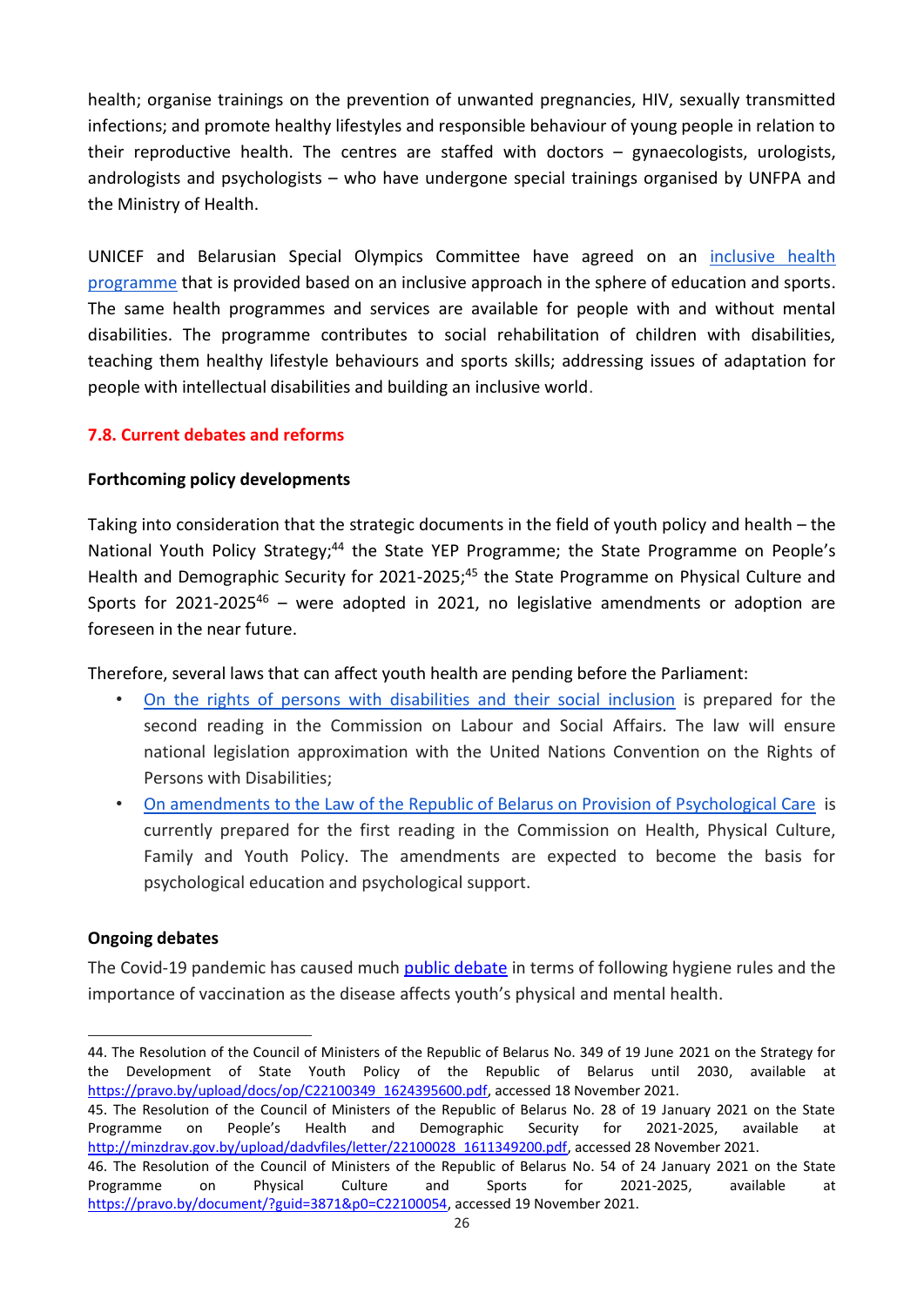health; organise trainings on the prevention of unwanted pregnancies, HIV, sexually transmitted infections; and promote healthy lifestyles and responsible behaviour of young people in relation to their reproductive health. The centres are staffed with doctors – gynaecologists, urologists, andrologists and psychologists – who have undergone special trainings organised by UNFPA and the Ministry of Health.

UNICEF and Belarusian Special Olympics Committee have agreed on an inclusive health programme that is provided based on an inclusive approach in the sphere of education and sports. The same health programmes and services are available for people with and without mental disabilities. The programme contributes to social rehabilitation of children with disabilities, teaching them healthy lifestyle behaviours and sports skills; addressing issues of adaptation for people with intellectual disabilities and building an inclusive world.

### 7.8. Current debates and reforms

**Forthcoming policy developments**

Taking into consideration that the strategic documents in the field of youth policy and health – the National Youth Policy Strategy;[44] the State YEP Programme; the State Programme on People's Health and Demographic Security for 2021-2025;[45] the State Programme on Physical Culture and Sports for 2021-2025[46] – were adopted in 2021, no legislative amendments or adoption are foreseen in the near future.

Therefore, several laws that can affect youth health are pending before the Parliament:

- On the rights of persons with disabilities and their social inclusion is prepared for the second reading in the Commission on Labour and Social Affairs. The law will ensure national legislation approximation with the United Nations Convention on the Rights of Persons with Disabilities;
- On amendments to the Law of the Republic of Belarus on Provision of Psychological Care is currently prepared for the first reading in the Commission on Health, Physical Culture, Family and Youth Policy. The amendments are expected to become the basis for psychological education and psychological support.

**Ongoing debates**

The Covid-19 pandemic has caused much public debate in terms of following hygiene rules and the importance of vaccination as the disease affects youth's physical and mental health.

---

44. The Resolution of the Council of Ministers of the Republic of Belarus No. 349 of 19 June 2021 on the Strategy for the Development of State Youth Policy of the Republic of Belarus until 2030, available at https://pravo.by/upload/docs/op/C22100349_1624395600.pdf, accessed 18 November 2021.

45. The Resolution of the Council of Ministers of the Republic of Belarus No. 28 of 19 January 2021 on the State Programme on People's Health and Demographic Security for 2021-2025, available at http://minzdrav.gov.by/upload/dadvfiles/letter/22100028_1611349200.pdf, accessed 28 November 2021.

46. The Resolution of the Council of Ministers of the Republic of Belarus No. 54 of 24 January 2021 on the State Programme on Physical Culture and Sports for 2021-2025, available at https://pravo.by/document/?guid=3871&p0=C22100054, accessed 19 November 2021.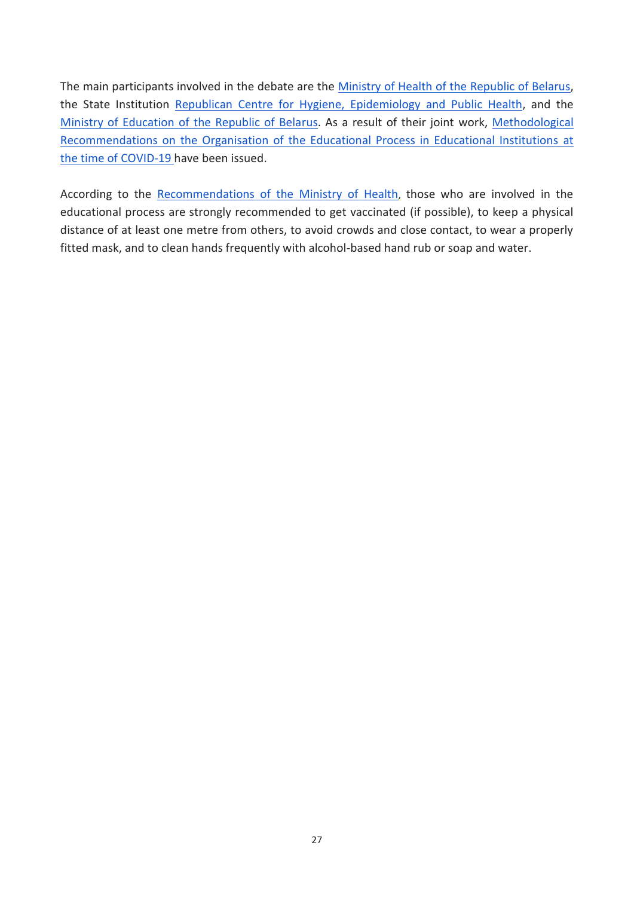The main participants involved in the debate are the Ministry of Health of the Republic of Belarus, the State Institution Republican Centre for Hygiene, Epidemiology and Public Health, and the Ministry of Education of the Republic of Belarus. As a result of their joint work, Methodological Recommendations on the Organisation of the Educational Process in Educational Institutions at the time of COVID-19 have been issued.

According to the Recommendations of the Ministry of Health, those who are involved in the educational process are strongly recommended to get vaccinated (if possible), to keep a physical distance of at least one metre from others, to avoid crowds and close contact, to wear a properly fitted mask, and to clean hands frequently with alcohol-based hand rub or soap and water.